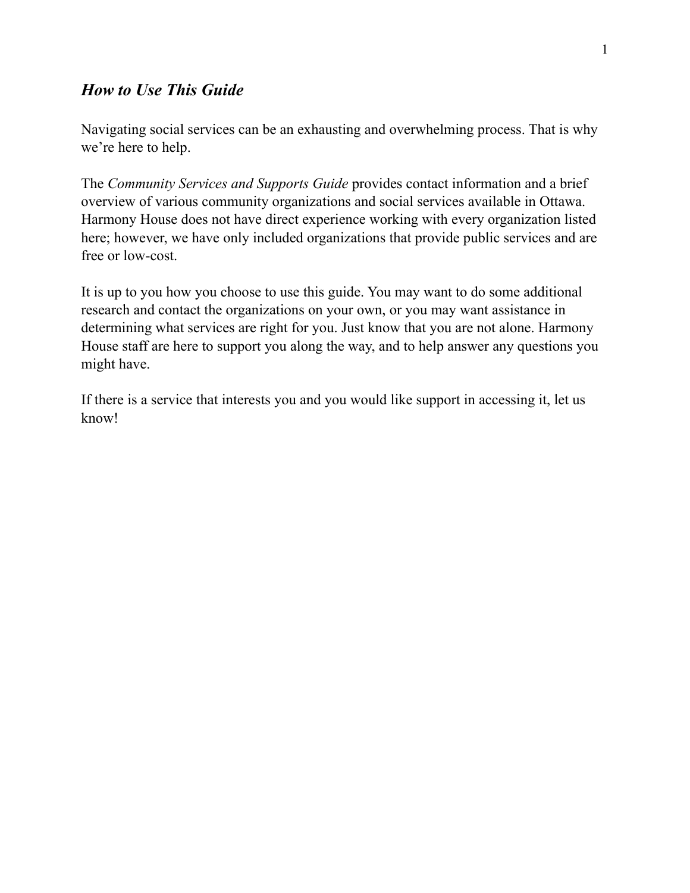## *How to Use This Guide*

Navigating social services can be an exhausting and overwhelming process. That is why we're here to help.

The *Community Services and Supports Guide* provides contact information and a brief overview of various community organizations and social services available in Ottawa. Harmony House does not have direct experience working with every organization listed here; however, we have only included organizations that provide public services and are free or low-cost.

It is up to you how you choose to use this guide. You may want to do some additional research and contact the organizations on your own, or you may want assistance in determining what services are right for you. Just know that you are not alone. Harmony House staff are here to support you along the way, and to help answer any questions you might have.

If there is a service that interests you and you would like support in accessing it, let us know!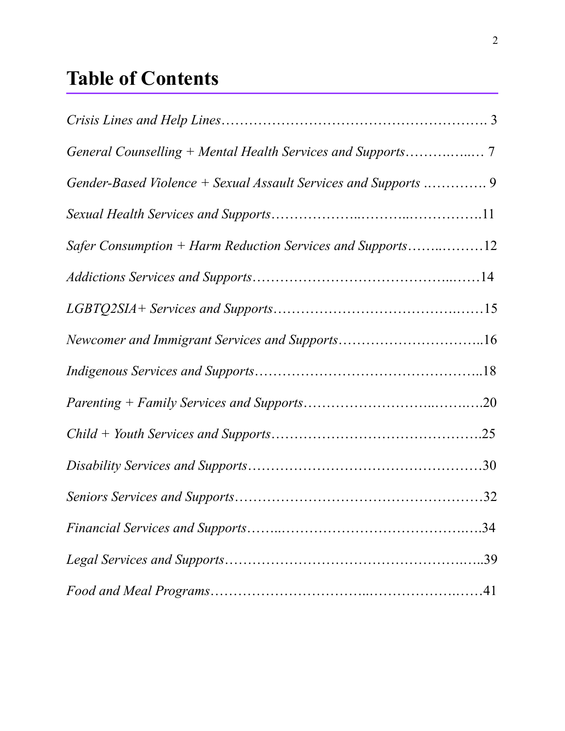# Table of Contents

*Crisis Lines and Help Lines*………………………………………………. 3

*General Counselling + Mental Health Services and Supports*…………..… 7

*Gender-Based Violence + Sexual Assault Services and Supports* …………. 9

*Sexual Health Services and Supports*………………..………..…………….11

*Safer Consumption + Harm Reduction Services and Supports*……..………12

*Addictions Services and Supports*…………………………………..……14

*LGBTQ2SIA+ Services and Supports*……………………………….……15

*Newcomer and Immigrant Services and Supports*…………………………..16

*Indigenous Services and Supports*………………………………………..18

*Parenting + Family Services and Supports*……………………..……..….20

*Child + Youth Services and Supports*…………………………………….25

*Disability Services and Supports*…………………………………….……30

*Seniors Services and Supports*……………………………………………32

*Financial Services and Supports*……..…………………………………..….34

*Legal Services and Supports*…………………………………………..…..39

*Food and Meal Programs*…………………………..……………….……41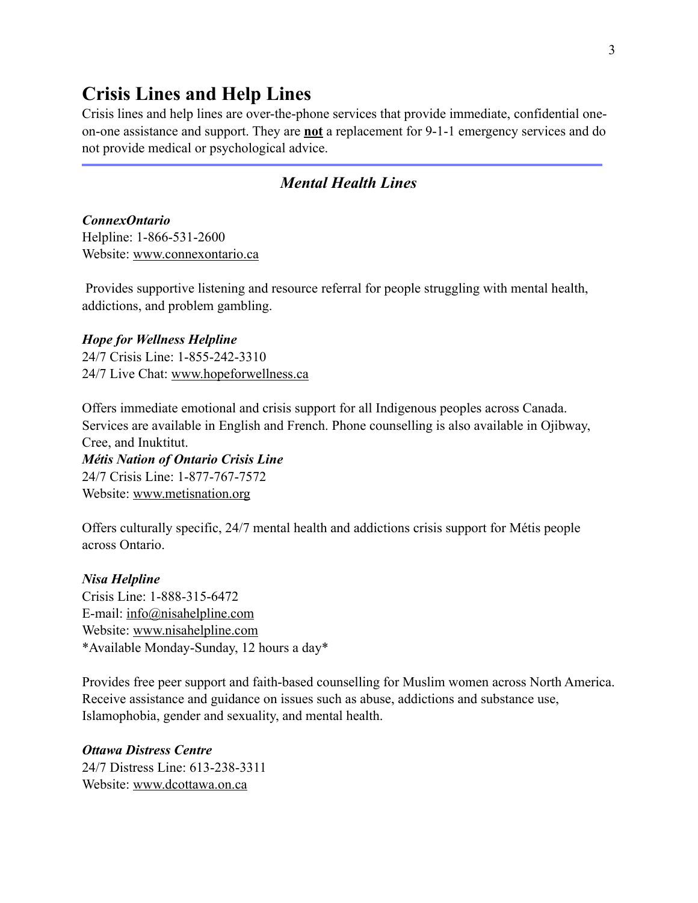# Crisis Lines and Help Lines

Crisis lines and help lines are over-the-phone services that provide immediate, confidential one-on-one assistance and support. They are **<u>not</u>** a replacement for 9-1-1 emergency services and do not provide medical or psychological advice.

---

## *Mental Health Lines*

***ConnexOntario***
Helpline: 1-866-531-2600
Website: www.connexontario.ca

Provides supportive listening and resource referral for people struggling with mental health, addictions, and problem gambling.

***Hope for Wellness Helpline***
24/7 Crisis Line: 1-855-242-3310
24/7 Live Chat: www.hopeforwellness.ca

Offers immediate emotional and crisis support for all Indigenous peoples across Canada. Services are available in English and French. Phone counselling is also available in Ojibway, Cree, and Inuktitut.

***Métis Nation of Ontario Crisis Line***
24/7 Crisis Line: 1-877-767-7572
Website: www.metisnation.org

Offers culturally specific, 24/7 mental health and addictions crisis support for Métis people across Ontario.

***Nisa Helpline***
Crisis Line: 1-888-315-6472
E-mail: info@nisahelpline.com
Website: www.nisahelpline.com
*Available Monday-Sunday, 12 hours a day*

Provides free peer support and faith-based counselling for Muslim women across North America. Receive assistance and guidance on issues such as abuse, addictions and substance use, Islamophobia, gender and sexuality, and mental health.

***Ottawa Distress Centre***
24/7 Distress Line: 613-238-3311
Website: www.dcottawa.on.ca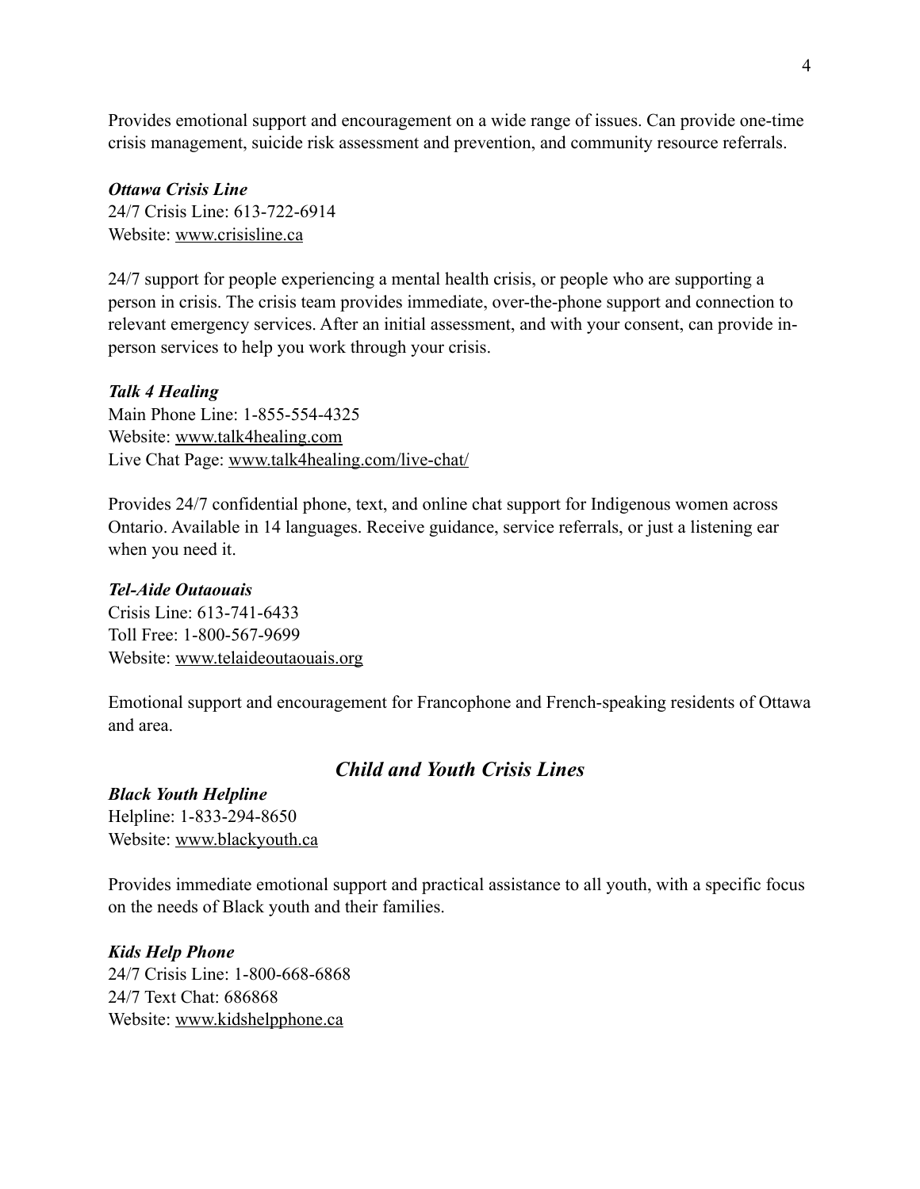Provides emotional support and encouragement on a wide range of issues. Can provide one-time crisis management, suicide risk assessment and prevention, and community resource referrals.

***Ottawa Crisis Line***
24/7 Crisis Line: 613-722-6914
Website: www.crisisline.ca

24/7 support for people experiencing a mental health crisis, or people who are supporting a person in crisis. The crisis team provides immediate, over-the-phone support and connection to relevant emergency services. After an initial assessment, and with your consent, can provide in-person services to help you work through your crisis.

***Talk 4 Healing***
Main Phone Line: 1-855-554-4325
Website: www.talk4healing.com
Live Chat Page: www.talk4healing.com/live-chat/

Provides 24/7 confidential phone, text, and online chat support for Indigenous women across Ontario. Available in 14 languages. Receive guidance, service referrals, or just a listening ear when you need it.

***Tel-Aide Outaouais***
Crisis Line: 613-741-6433
Toll Free: 1-800-567-9699
Website: www.telaideoutaouais.org

Emotional support and encouragement for Francophone and French-speaking residents of Ottawa and area.

## *Child and Youth Crisis Lines*

***Black Youth Helpline***
Helpline: 1-833-294-8650
Website: www.blackyouth.ca

Provides immediate emotional support and practical assistance to all youth, with a specific focus on the needs of Black youth and their families.

***Kids Help Phone***
24/7 Crisis Line: 1-800-668-6868
24/7 Text Chat: 686868
Website: www.kidshelpphone.ca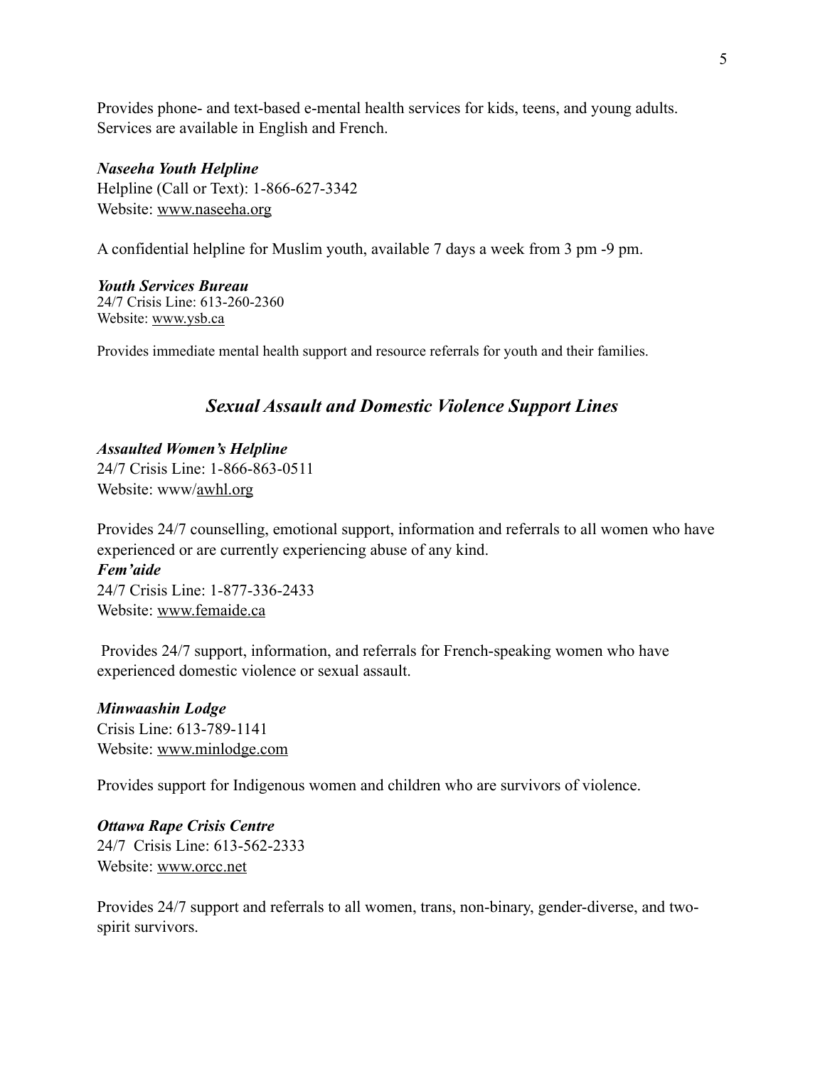Provides phone- and text-based e-mental health services for kids, teens, and young adults. Services are available in English and French.

***Naseeha Youth Helpline***
Helpline (Call or Text): 1-866-627-3342
Website: www.naseeha.org

A confidential helpline for Muslim youth, available 7 days a week from 3 pm -9 pm.

***Youth Services Bureau***
24/7 Crisis Line: 613-260-2360
Website: www.ysb.ca

Provides immediate mental health support and resource referrals for youth and their families.

## *Sexual Assault and Domestic Violence Support Lines*

***Assaulted Women's Helpline***
24/7 Crisis Line: 1-866-863-0511
Website: www/awhl.org

Provides 24/7 counselling, emotional support, information and referrals to all women who have experienced or are currently experiencing abuse of any kind.

***Fem'aide***
24/7 Crisis Line: 1-877-336-2433
Website: www.femaide.ca

Provides 24/7 support, information, and referrals for French-speaking women who have experienced domestic violence or sexual assault.

***Minwaashin Lodge***
Crisis Line: 613-789-1141
Website: www.minlodge.com

Provides support for Indigenous women and children who are survivors of violence.

***Ottawa Rape Crisis Centre***
24/7 Crisis Line: 613-562-2333
Website: www.orcc.net

Provides 24/7 support and referrals to all women, trans, non-binary, gender-diverse, and two-spirit survivors.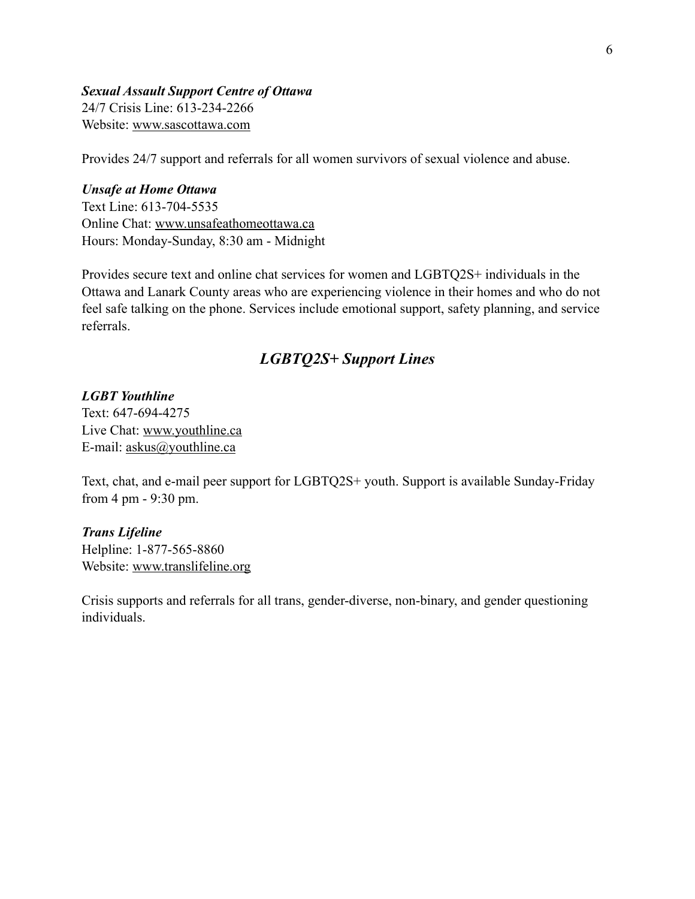***Sexual Assault Support Centre of Ottawa***
24/7 Crisis Line: 613-234-2266
Website: www.sascottawa.com

Provides 24/7 support and referrals for all women survivors of sexual violence and abuse.

***Unsafe at Home Ottawa***
Text Line: 613-704-5535
Online Chat: www.unsafeathomeottawa.ca
Hours: Monday-Sunday, 8:30 am - Midnight

Provides secure text and online chat services for women and LGBTQ2S+ individuals in the Ottawa and Lanark County areas who are experiencing violence in their homes and who do not feel safe talking on the phone. Services include emotional support, safety planning, and service referrals.

## *LGBTQ2S+ Support Lines*

***LGBT Youthline***
Text: 647-694-4275
Live Chat: www.youthline.ca
E-mail: askus@youthline.ca

Text, chat, and e-mail peer support for LGBTQ2S+ youth. Support is available Sunday-Friday from 4 pm - 9:30 pm.

***Trans Lifeline***
Helpline: 1-877-565-8860
Website: www.translifeline.org

Crisis supports and referrals for all trans, gender-diverse, non-binary, and gender questioning individuals.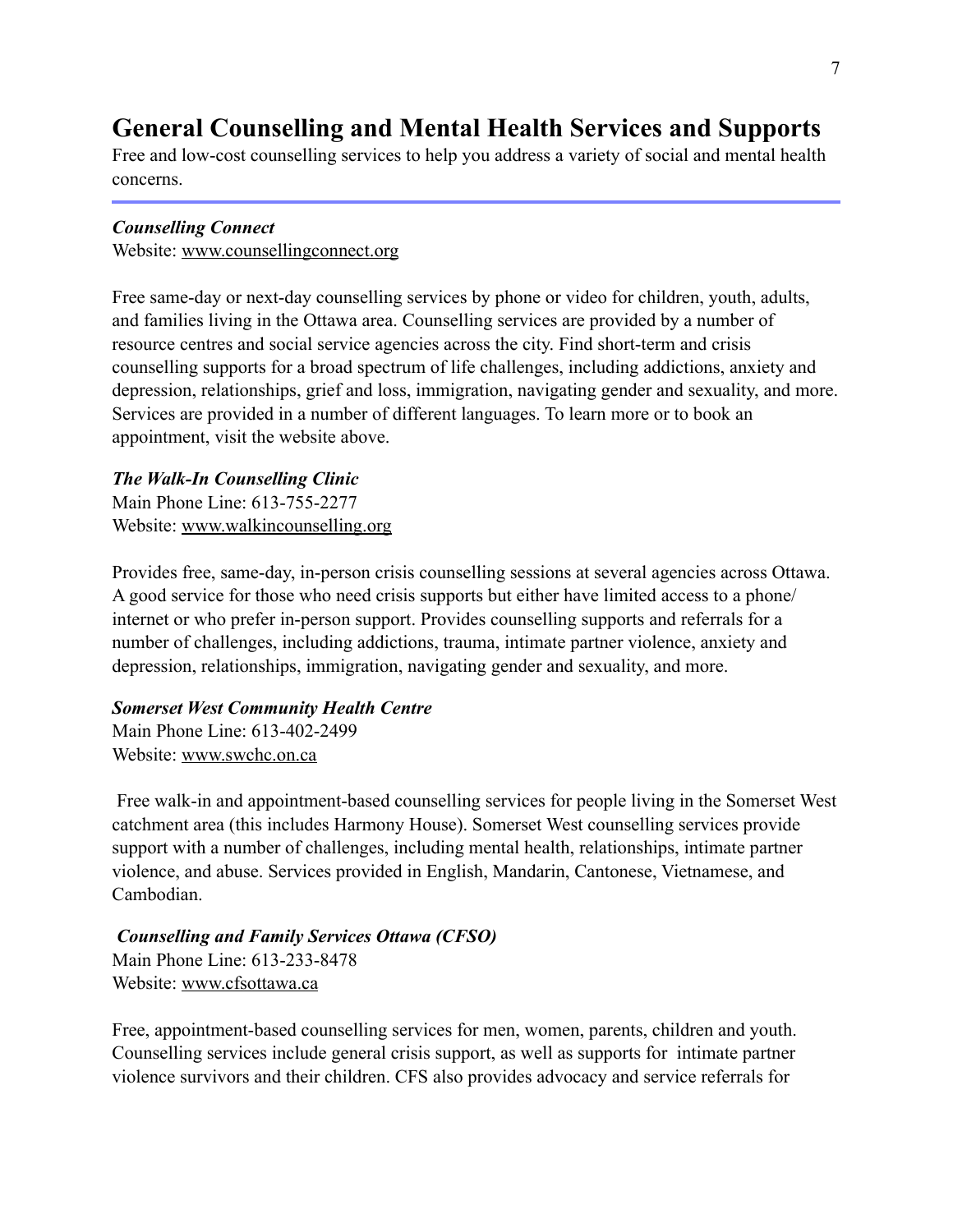## General Counselling and Mental Health Services and Supports

Free and low-cost counselling services to help you address a variety of social and mental health concerns.

---

***Counselling Connect***
Website: www.counsellingconnect.org

Free same-day or next-day counselling services by phone or video for children, youth, adults, and families living in the Ottawa area. Counselling services are provided by a number of resource centres and social service agencies across the city. Find short-term and crisis counselling supports for a broad spectrum of life challenges, including addictions, anxiety and depression, relationships, grief and loss, immigration, navigating gender and sexuality, and more. Services are provided in a number of different languages. To learn more or to book an appointment, visit the website above.

***The Walk-In Counselling Clinic***
Main Phone Line: 613-755-2277
Website: www.walkincounselling.org

Provides free, same-day, in-person crisis counselling sessions at several agencies across Ottawa. A good service for those who need crisis supports but either have limited access to a phone/ internet or who prefer in-person support. Provides counselling supports and referrals for a number of challenges, including addictions, trauma, intimate partner violence, anxiety and depression, relationships, immigration, navigating gender and sexuality, and more.

***Somerset West Community Health Centre***
Main Phone Line: 613-402-2499
Website: www.swchc.on.ca

Free walk-in and appointment-based counselling services for people living in the Somerset West catchment area (this includes Harmony House). Somerset West counselling services provide support with a number of challenges, including mental health, relationships, intimate partner violence, and abuse. Services provided in English, Mandarin, Cantonese, Vietnamese, and Cambodian.

***Counselling and Family Services Ottawa (CFSO)***
Main Phone Line: 613-233-8478
Website: www.cfsottawa.ca

Free, appointment-based counselling services for men, women, parents, children and youth. Counselling services include general crisis support, as well as supports for intimate partner violence survivors and their children. CFS also provides advocacy and service referrals for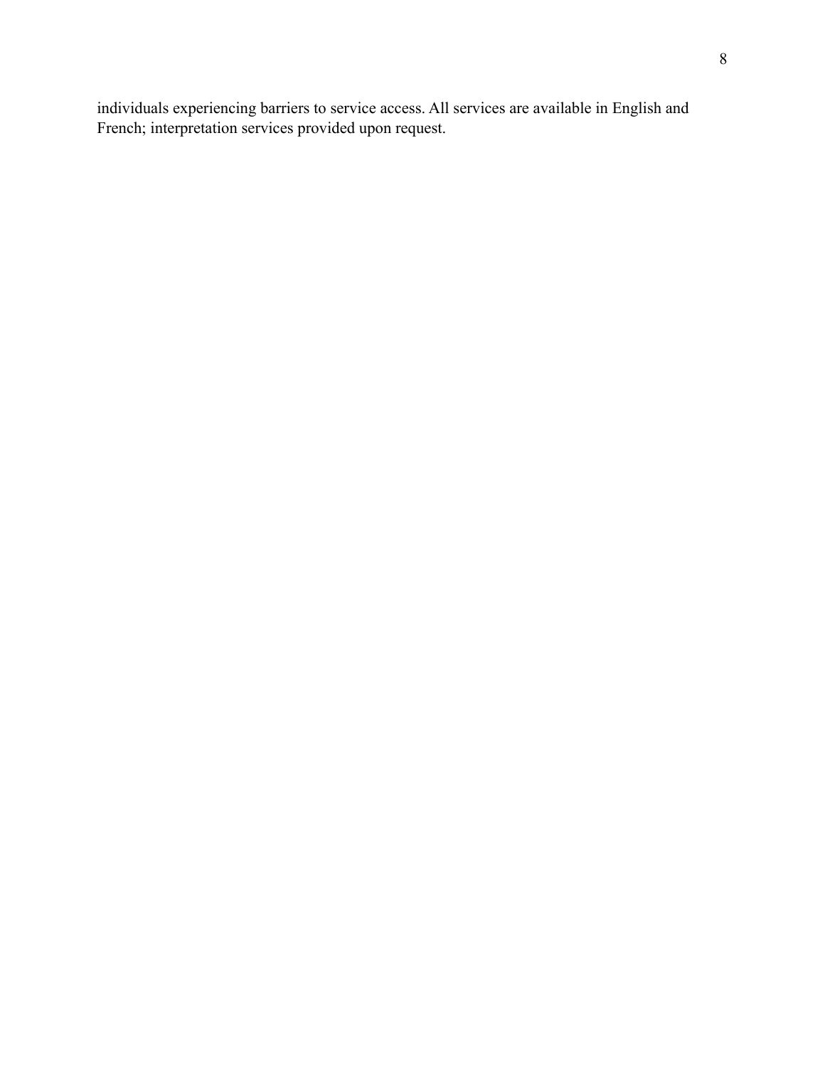individuals experiencing barriers to service access. All services are available in English and French; interpretation services provided upon request.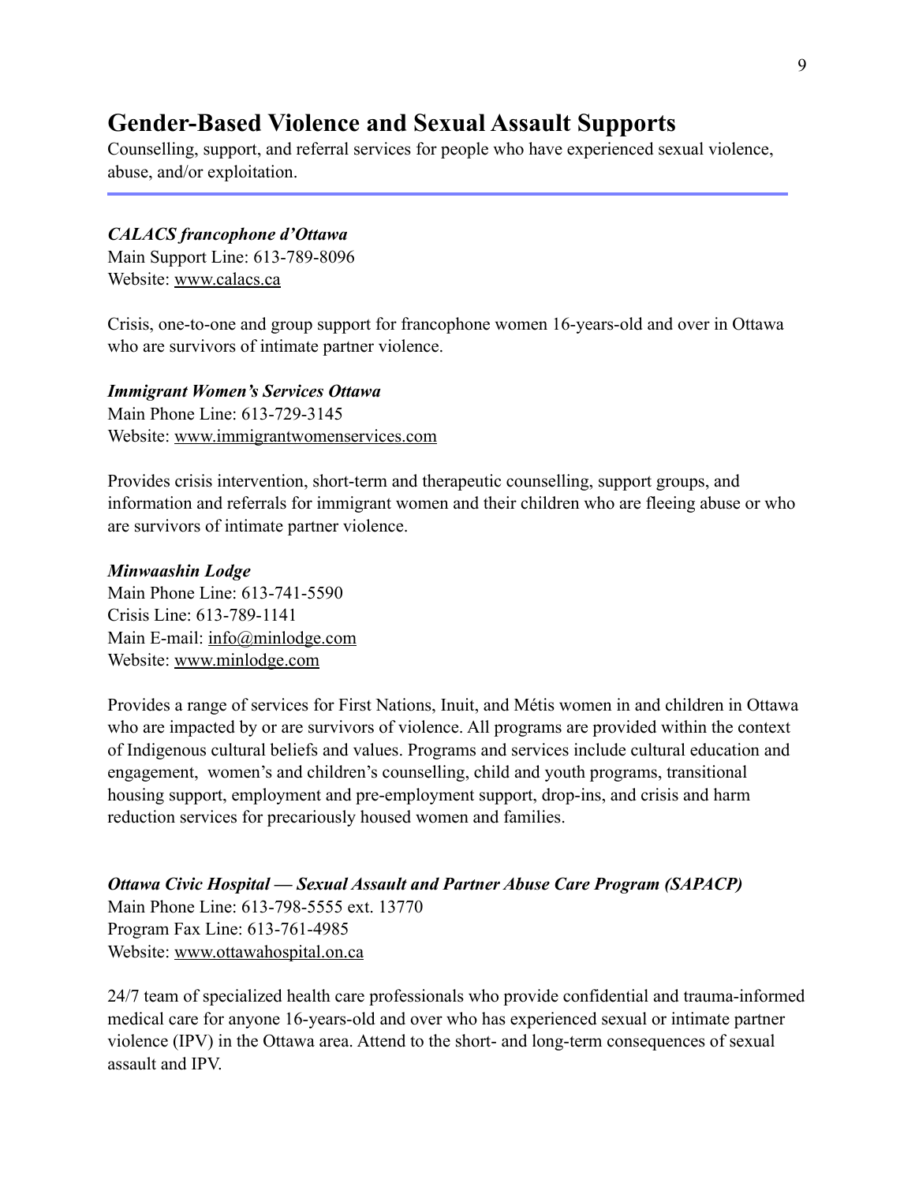## Gender-Based Violence and Sexual Assault Supports

Counselling, support, and referral services for people who have experienced sexual violence, abuse, and/or exploitation.

***CALACS francophone d'Ottawa***
Main Support Line: 613-789-8096
Website: www.calacs.ca

Crisis, one-to-one and group support for francophone women 16-years-old and over in Ottawa who are survivors of intimate partner violence.

***Immigrant Women's Services Ottawa***
Main Phone Line: 613-729-3145
Website: www.immigrantwomenservices.com

Provides crisis intervention, short-term and therapeutic counselling, support groups, and information and referrals for immigrant women and their children who are fleeing abuse or who are survivors of intimate partner violence.

***Minwaashin Lodge***
Main Phone Line: 613-741-5590
Crisis Line: 613-789-1141
Main E-mail: info@minlodge.com
Website: www.minlodge.com

Provides a range of services for First Nations, Inuit, and Métis women in and children in Ottawa who are impacted by or are survivors of violence. All programs are provided within the context of Indigenous cultural beliefs and values. Programs and services include cultural education and engagement, women's and children's counselling, child and youth programs, transitional housing support, employment and pre-employment support, drop-ins, and crisis and harm reduction services for precariously housed women and families.

***Ottawa Civic Hospital — Sexual Assault and Partner Abuse Care Program (SAPACP)***
Main Phone Line: 613-798-5555 ext. 13770
Program Fax Line: 613-761-4985
Website: www.ottawahospital.on.ca

24/7 team of specialized health care professionals who provide confidential and trauma-informed medical care for anyone 16-years-old and over who has experienced sexual or intimate partner violence (IPV) in the Ottawa area. Attend to the short- and long-term consequences of sexual assault and IPV.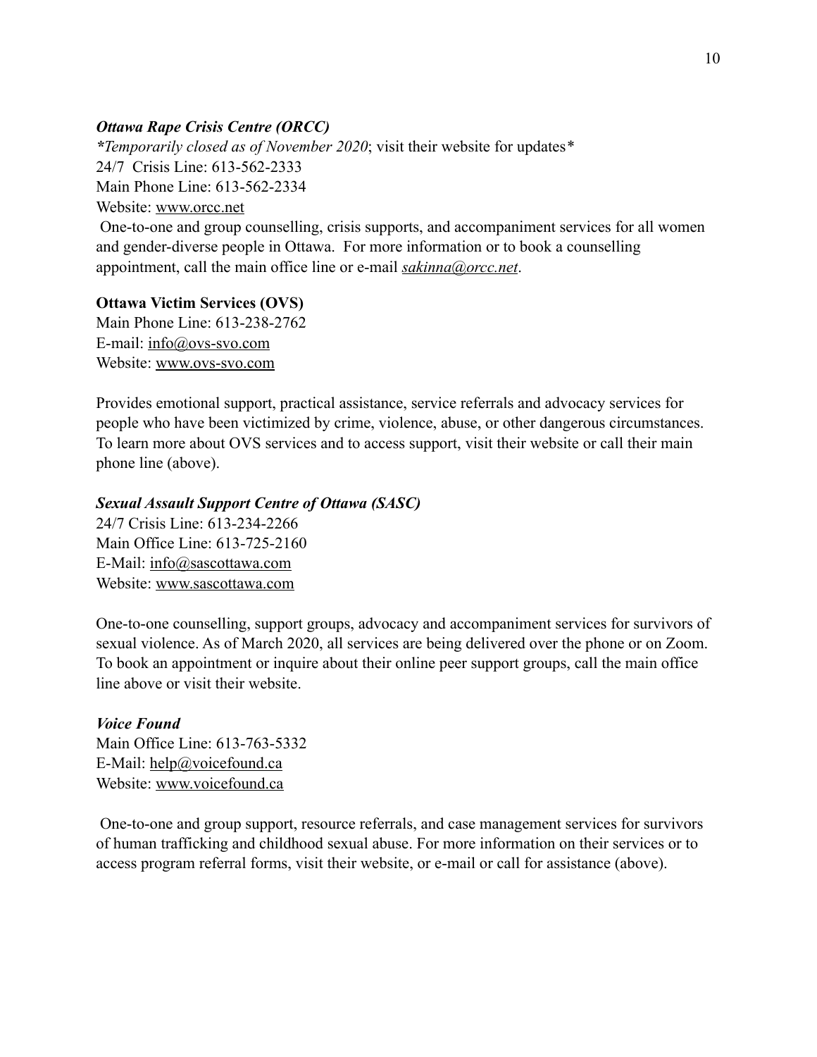***Ottawa Rape Crisis Centre (ORCC)***

*\*Temporarily closed as of November 2020*; visit their website for updates\*
24/7 Crisis Line: 613-562-2333
Main Phone Line: 613-562-2334
Website: www.orcc.net

One-to-one and group counselling, crisis supports, and accompaniment services for all women and gender-diverse people in Ottawa. For more information or to book a counselling appointment, call the main office line or e-mail *sakinna@orcc.net*.

**Ottawa Victim Services (OVS)**

Main Phone Line: 613-238-2762
E-mail: info@ovs-svo.com
Website: www.ovs-svo.com

Provides emotional support, practical assistance, service referrals and advocacy services for people who have been victimized by crime, violence, abuse, or other dangerous circumstances. To learn more about OVS services and to access support, visit their website or call their main phone line (above).

***Sexual Assault Support Centre of Ottawa (SASC)***

24/7 Crisis Line: 613-234-2266
Main Office Line: 613-725-2160
E-Mail: info@sascottawa.com
Website: www.sascottawa.com

One-to-one counselling, support groups, advocacy and accompaniment services for survivors of sexual violence. As of March 2020, all services are being delivered over the phone or on Zoom. To book an appointment or inquire about their online peer support groups, call the main office line above or visit their website.

***Voice Found***

Main Office Line: 613-763-5332
E-Mail: help@voicefound.ca
Website: www.voicefound.ca

One-to-one and group support, resource referrals, and case management services for survivors of human trafficking and childhood sexual abuse. For more information on their services or to access program referral forms, visit their website, or e-mail or call for assistance (above).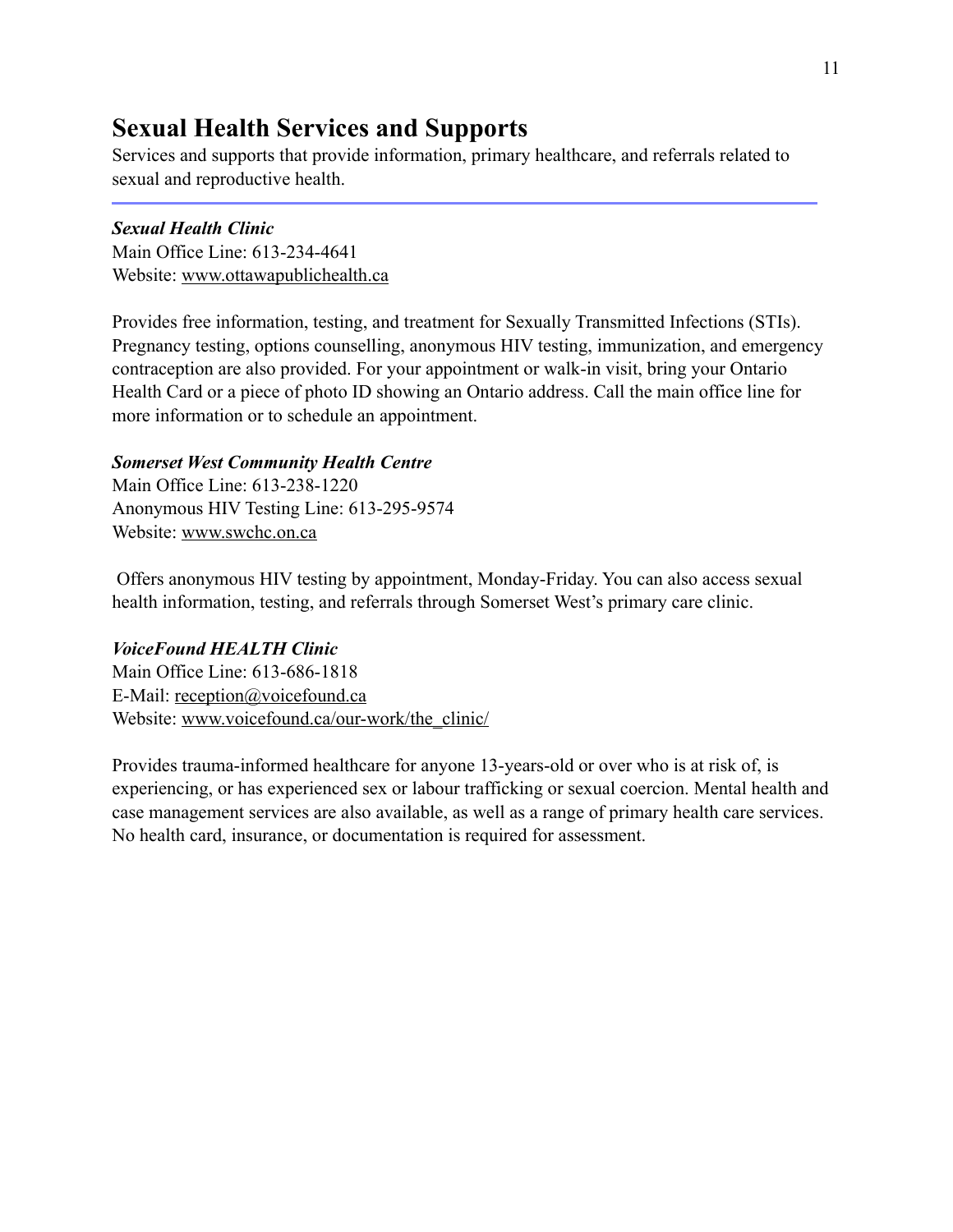## Sexual Health Services and Supports

Services and supports that provide information, primary healthcare, and referrals related to sexual and reproductive health.

---

***Sexual Health Clinic***
Main Office Line: 613-234-4641
Website: www.ottawapublichealth.ca

Provides free information, testing, and treatment for Sexually Transmitted Infections (STIs). Pregnancy testing, options counselling, anonymous HIV testing, immunization, and emergency contraception are also provided. For your appointment or walk-in visit, bring your Ontario Health Card or a piece of photo ID showing an Ontario address. Call the main office line for more information or to schedule an appointment.

***Somerset West Community Health Centre***
Main Office Line: 613-238-1220
Anonymous HIV Testing Line: 613-295-9574
Website: www.swchc.on.ca

Offers anonymous HIV testing by appointment, Monday-Friday. You can also access sexual health information, testing, and referrals through Somerset West's primary care clinic.

***VoiceFound HEALTH Clinic***
Main Office Line: 613-686-1818
E-Mail: reception@voicefound.ca
Website: www.voicefound.ca/our-work/the_clinic/

Provides trauma-informed healthcare for anyone 13-years-old or over who is at risk of, is experiencing, or has experienced sex or labour trafficking or sexual coercion. Mental health and case management services are also available, as well as a range of primary health care services. No health card, insurance, or documentation is required for assessment.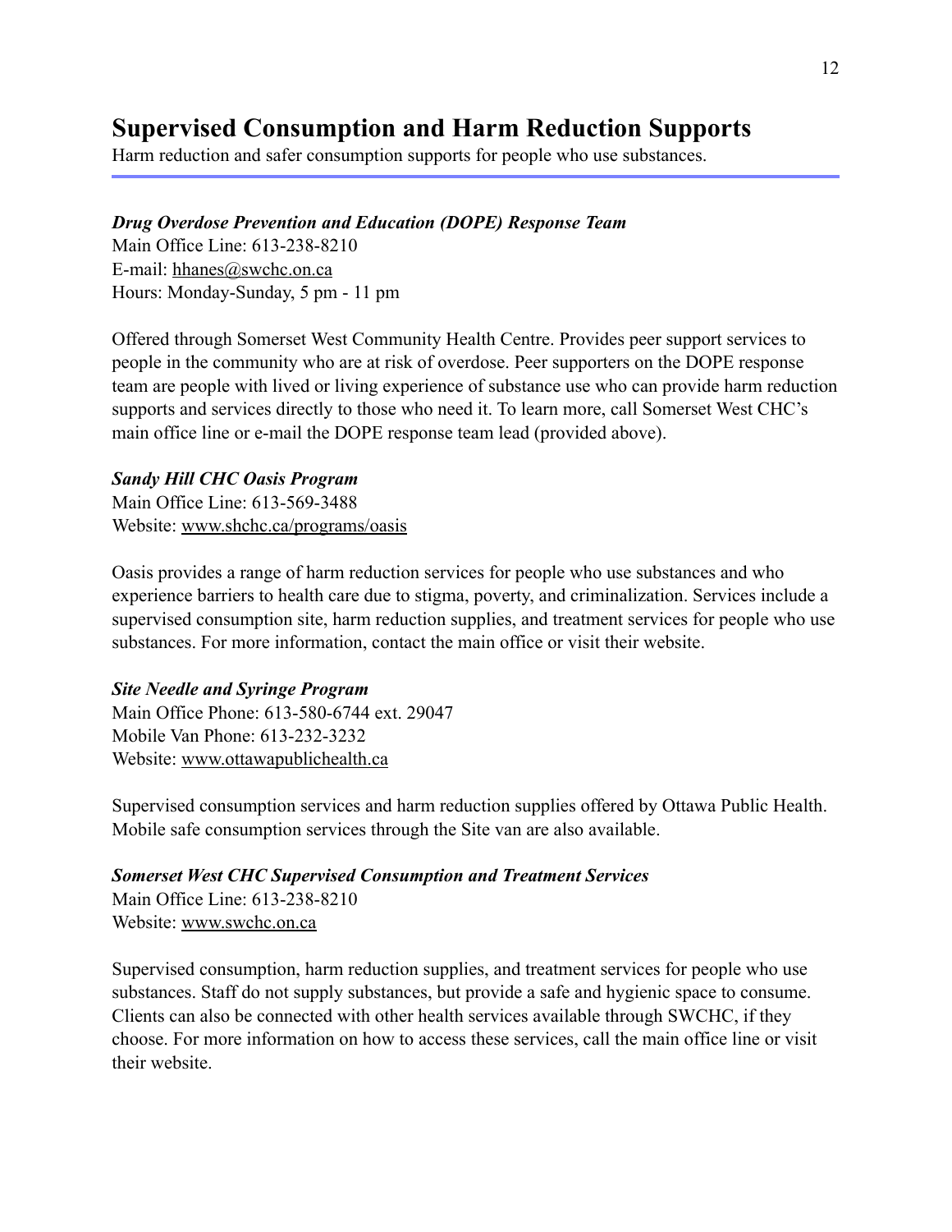# Supervised Consumption and Harm Reduction Supports

Harm reduction and safer consumption supports for people who use substances.

***Drug Overdose Prevention and Education (DOPE) Response Team***

Main Office Line: 613-238-8210
E-mail: hhanes@swchc.on.ca
Hours: Monday-Sunday, 5 pm - 11 pm

Offered through Somerset West Community Health Centre. Provides peer support services to people in the community who are at risk of overdose. Peer supporters on the DOPE response team are people with lived or living experience of substance use who can provide harm reduction supports and services directly to those who need it. To learn more, call Somerset West CHC's main office line or e-mail the DOPE response team lead (provided above).

***Sandy Hill CHC Oasis Program***

Main Office Line: 613-569-3488
Website: www.shchc.ca/programs/oasis

Oasis provides a range of harm reduction services for people who use substances and who experience barriers to health care due to stigma, poverty, and criminalization. Services include a supervised consumption site, harm reduction supplies, and treatment services for people who use substances. For more information, contact the main office or visit their website.

***Site Needle and Syringe Program***

Main Office Phone: 613-580-6744 ext. 29047
Mobile Van Phone: 613-232-3232
Website: www.ottawapublichealth.ca

Supervised consumption services and harm reduction supplies offered by Ottawa Public Health. Mobile safe consumption services through the Site van are also available.

***Somerset West CHC Supervised Consumption and Treatment Services***

Main Office Line: 613-238-8210
Website: www.swchc.on.ca

Supervised consumption, harm reduction supplies, and treatment services for people who use substances. Staff do not supply substances, but provide a safe and hygienic space to consume. Clients can also be connected with other health services available through SWCHC, if they choose. For more information on how to access these services, call the main office line or visit their website.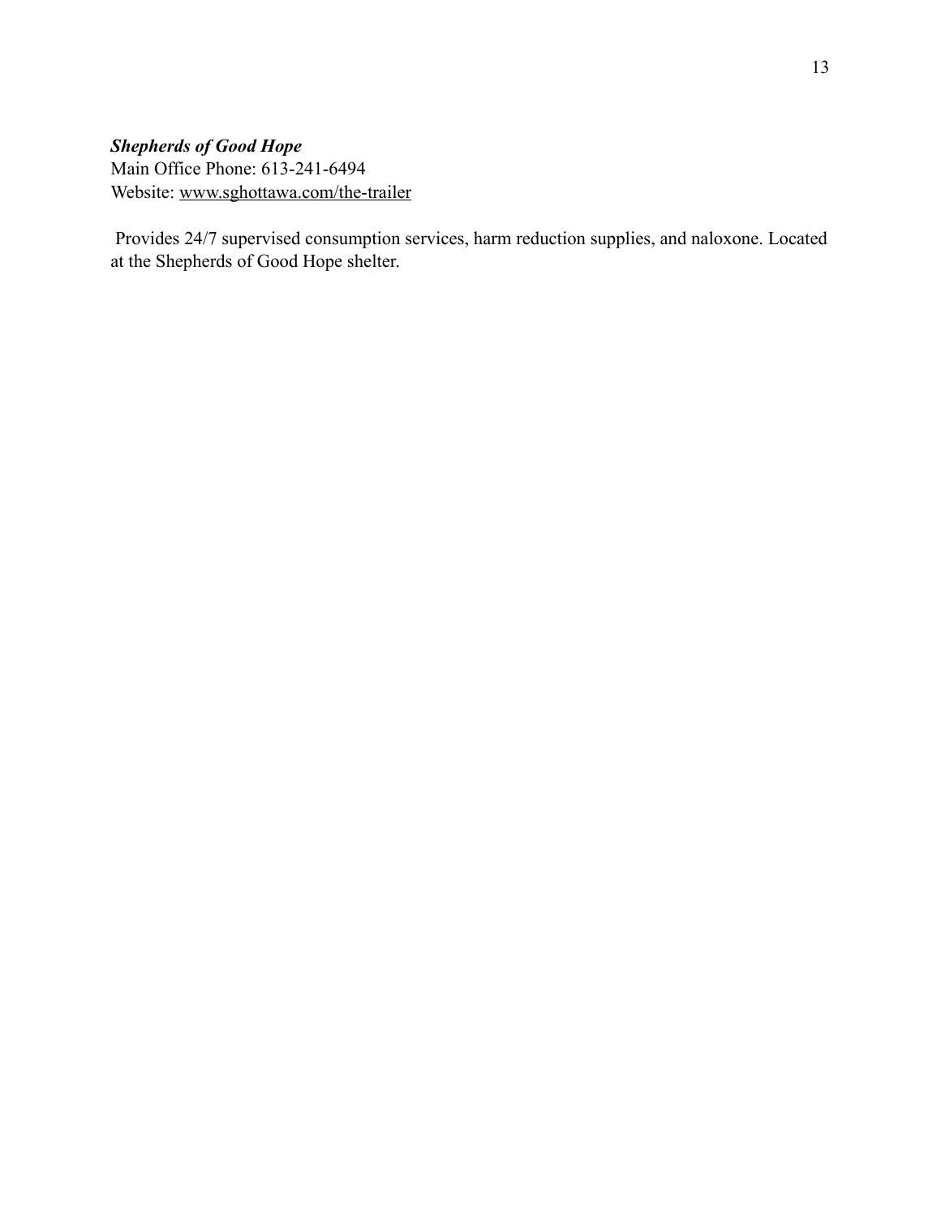***Shepherds of Good Hope***
Main Office Phone: 613-241-6494
Website: www.sghottawa.com/the-trailer

Provides 24/7 supervised consumption services, harm reduction supplies, and naloxone. Located at the Shepherds of Good Hope shelter.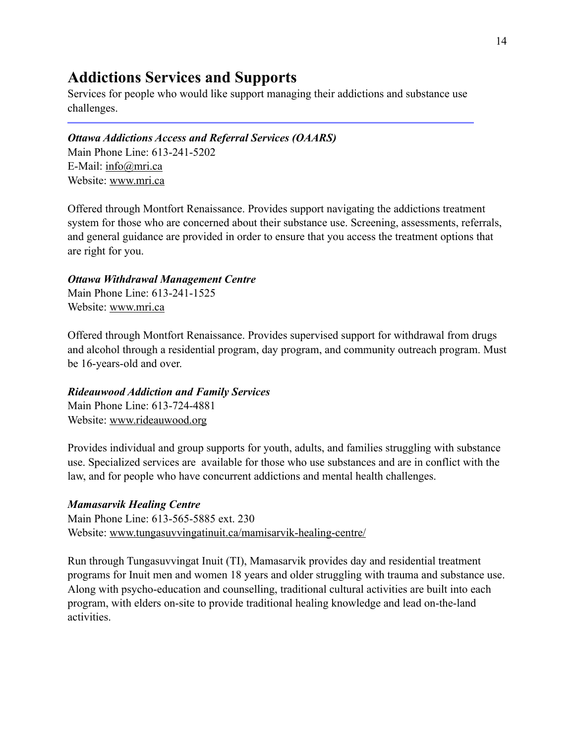# Addictions Services and Supports

Services for people who would like support managing their addictions and substance use challenges.

---

***Ottawa Addictions Access and Referral Services (OAARS)***
Main Phone Line: 613-241-5202
E-Mail: info@mri.ca
Website: www.mri.ca

Offered through Montfort Renaissance. Provides support navigating the addictions treatment system for those who are concerned about their substance use. Screening, assessments, referrals, and general guidance are provided in order to ensure that you access the treatment options that are right for you.

***Ottawa Withdrawal Management Centre***
Main Phone Line: 613-241-1525
Website: www.mri.ca

Offered through Montfort Renaissance. Provides supervised support for withdrawal from drugs and alcohol through a residential program, day program, and community outreach program. Must be 16-years-old and over.

***Rideauwood Addiction and Family Services***
Main Phone Line: 613-724-4881
Website: www.rideauwood.org

Provides individual and group supports for youth, adults, and families struggling with substance use. Specialized services are available for those who use substances and are in conflict with the law, and for people who have concurrent addictions and mental health challenges.

***Mamasarvik Healing Centre***
Main Phone Line: 613-565-5885 ext. 230
Website: www.tungasuvvingatinuit.ca/mamisarvik-healing-centre/

Run through Tungasuvvingat Inuit (TI), Mamasarvik provides day and residential treatment programs for Inuit men and women 18 years and older struggling with trauma and substance use. Along with psycho-education and counselling, traditional cultural activities are built into each program, with elders on-site to provide traditional healing knowledge and lead on-the-land activities.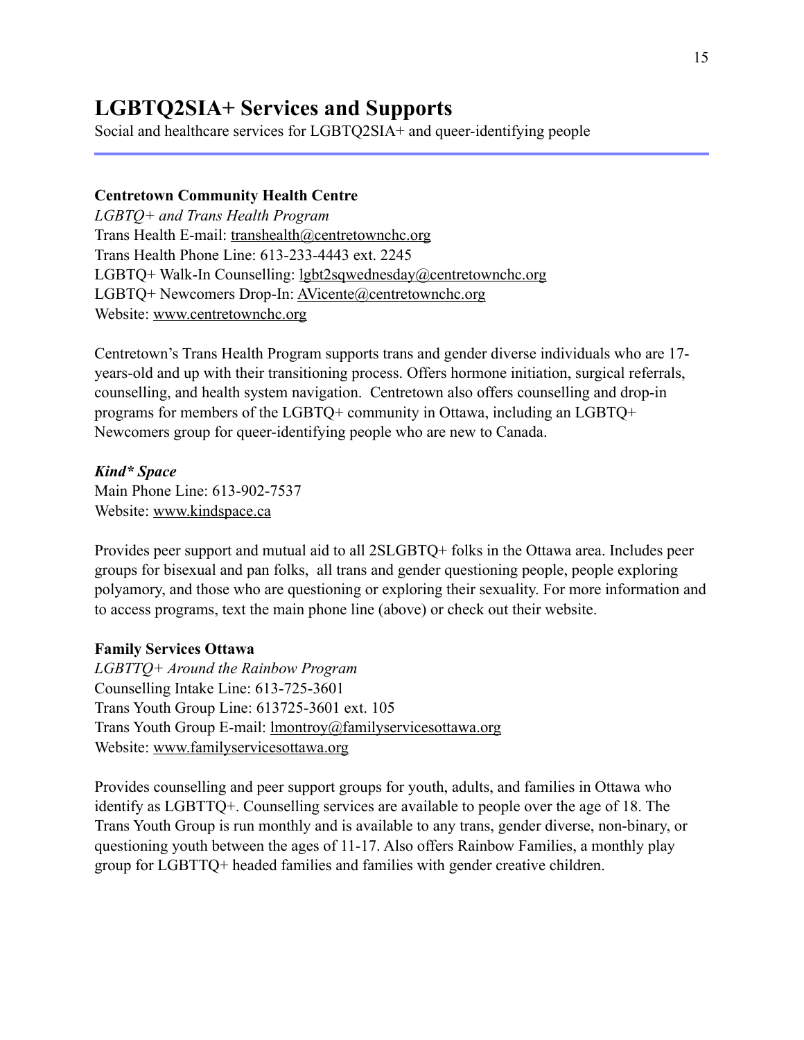# LGBTQ2SIA+ Services and Supports

Social and healthcare services for LGBTQ2SIA+ and queer-identifying people

---

**Centretown Community Health Centre**

*LGBTQ+ and Trans Health Program*
Trans Health E-mail: transhealth@centretownchc.org
Trans Health Phone Line: 613-233-4443 ext. 2245
LGBTQ+ Walk-In Counselling: lgbt2sqwednesday@centretownchc.org
LGBTQ+ Newcomers Drop-In: AVicente@centretownchc.org
Website: www.centretownchc.org

Centretown's Trans Health Program supports trans and gender diverse individuals who are 17-years-old and up with their transitioning process. Offers hormone initiation, surgical referrals, counselling, and health system navigation. Centretown also offers counselling and drop-in programs for members of the LGBTQ+ community in Ottawa, including an LGBTQ+ Newcomers group for queer-identifying people who are new to Canada.

***Kind* Space***

Main Phone Line: 613-902-7537
Website: www.kindspace.ca

Provides peer support and mutual aid to all 2SLGBTQ+ folks in the Ottawa area. Includes peer groups for bisexual and pan folks, all trans and gender questioning people, people exploring polyamory, and those who are questioning or exploring their sexuality. For more information and to access programs, text the main phone line (above) or check out their website.

**Family Services Ottawa**

*LGBTTQ+ Around the Rainbow Program*
Counselling Intake Line: 613-725-3601
Trans Youth Group Line: 613725-3601 ext. 105
Trans Youth Group E-mail: lmontroy@familyservicesottawa.org
Website: www.familyservicesottawa.org

Provides counselling and peer support groups for youth, adults, and families in Ottawa who identify as LGBTTQ+. Counselling services are available to people over the age of 18. The Trans Youth Group is run monthly and is available to any trans, gender diverse, non-binary, or questioning youth between the ages of 11-17. Also offers Rainbow Families, a monthly play group for LGBTTQ+ headed families and families with gender creative children.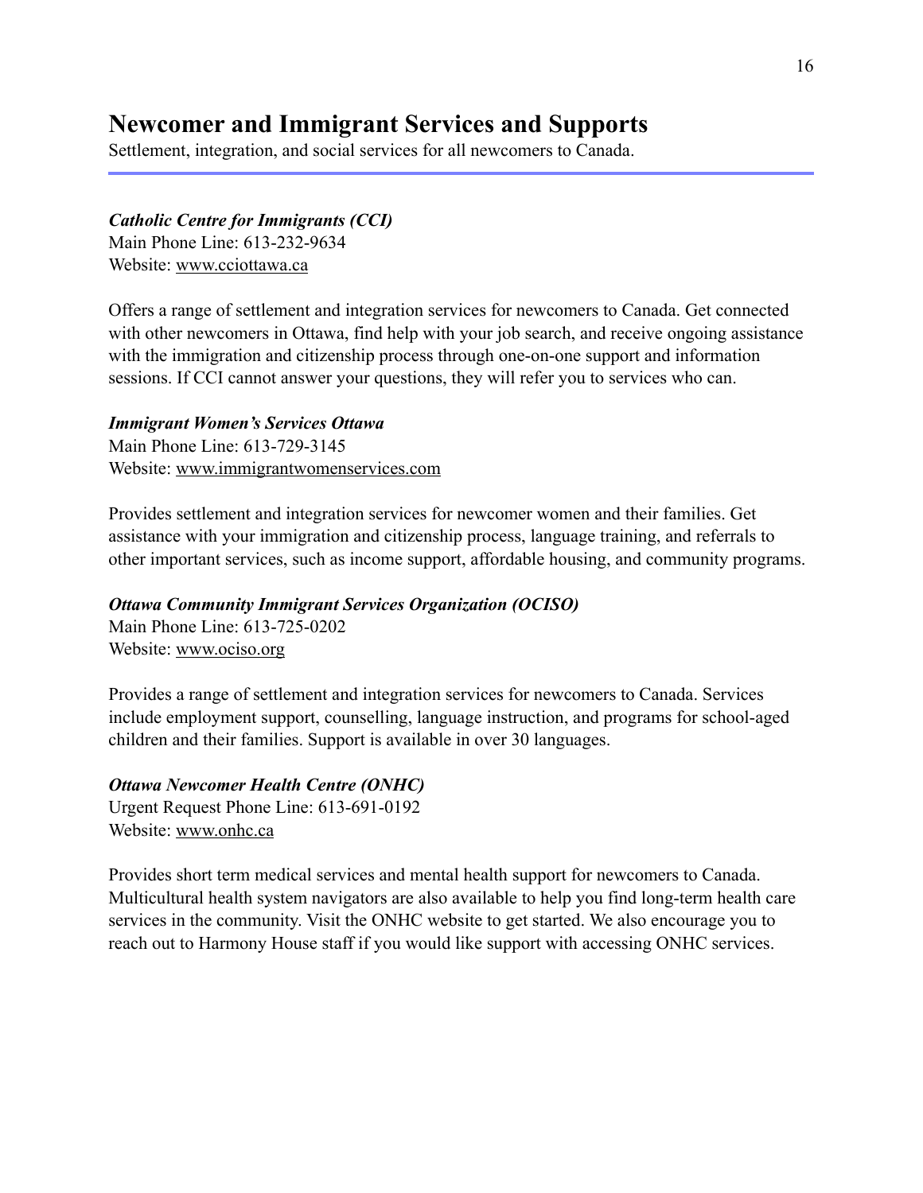## Newcomer and Immigrant Services and Supports

Settlement, integration, and social services for all newcomers to Canada.

***Catholic Centre for Immigrants (CCI)***
Main Phone Line: 613-232-9634
Website: www.cciottawa.ca

Offers a range of settlement and integration services for newcomers to Canada. Get connected with other newcomers in Ottawa, find help with your job search, and receive ongoing assistance with the immigration and citizenship process through one-on-one support and information sessions. If CCI cannot answer your questions, they will refer you to services who can.

***Immigrant Women's Services Ottawa***
Main Phone Line: 613-729-3145
Website: www.immigrantwomenservices.com

Provides settlement and integration services for newcomer women and their families. Get assistance with your immigration and citizenship process, language training, and referrals to other important services, such as income support, affordable housing, and community programs.

***Ottawa Community Immigrant Services Organization (OCISO)***
Main Phone Line: 613-725-0202
Website: www.ociso.org

Provides a range of settlement and integration services for newcomers to Canada. Services include employment support, counselling, language instruction, and programs for school-aged children and their families. Support is available in over 30 languages.

***Ottawa Newcomer Health Centre (ONHC)***
Urgent Request Phone Line: 613-691-0192
Website: www.onhc.ca

Provides short term medical services and mental health support for newcomers to Canada. Multicultural health system navigators are also available to help you find long-term health care services in the community. Visit the ONHC website to get started. We also encourage you to reach out to Harmony House staff if you would like support with accessing ONHC services.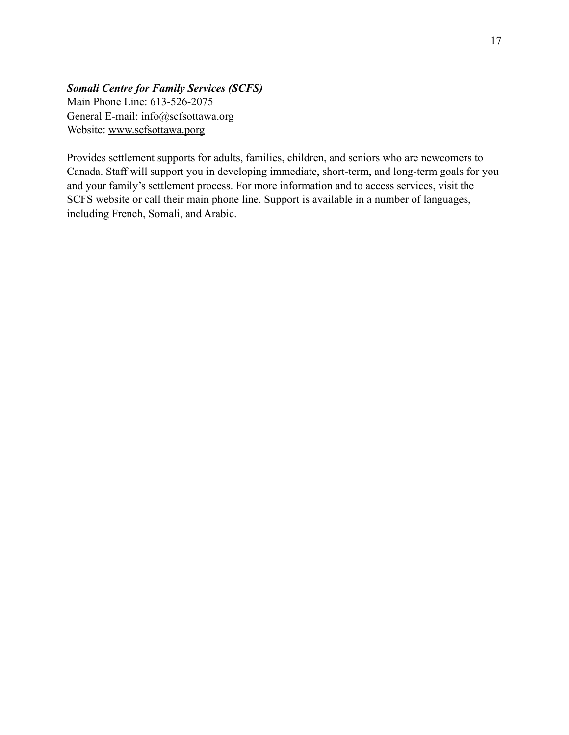***Somali Centre for Family Services (SCFS)***
Main Phone Line: 613-526-2075
General E-mail: info@scfsottawa.org
Website: www.scfsottawa.porg

Provides settlement supports for adults, families, children, and seniors who are newcomers to Canada. Staff will support you in developing immediate, short-term, and long-term goals for you and your family's settlement process. For more information and to access services, visit the SCFS website or call their main phone line. Support is available in a number of languages, including French, Somali, and Arabic.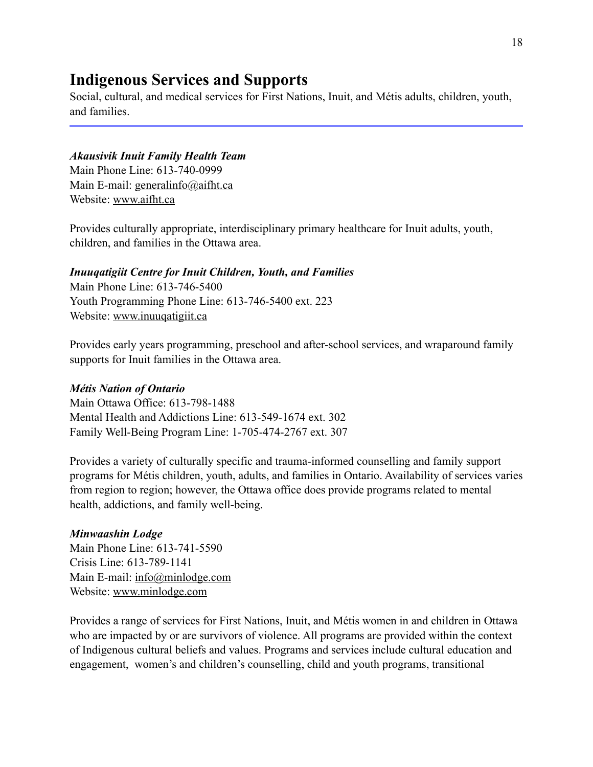## Indigenous Services and Supports

Social, cultural, and medical services for First Nations, Inuit, and Métis adults, children, youth, and families.

---

***Akausivik Inuit Family Health Team***
Main Phone Line: 613-740-0999
Main E-mail: generalinfo@aifht.ca
Website: www.aifht.ca

Provides culturally appropriate, interdisciplinary primary healthcare for Inuit adults, youth, children, and families in the Ottawa area.

***Inuuqatigiit Centre for Inuit Children, Youth, and Families***
Main Phone Line: 613-746-5400
Youth Programming Phone Line: 613-746-5400 ext. 223
Website: www.inuuqatigiit.ca

Provides early years programming, preschool and after-school services, and wraparound family supports for Inuit families in the Ottawa area.

***Métis Nation of Ontario***
Main Ottawa Office: 613-798-1488
Mental Health and Addictions Line: 613-549-1674 ext. 302
Family Well-Being Program Line: 1-705-474-2767 ext. 307

Provides a variety of culturally specific and trauma-informed counselling and family support programs for Métis children, youth, adults, and families in Ontario. Availability of services varies from region to region; however, the Ottawa office does provide programs related to mental health, addictions, and family well-being.

***Minwaashin Lodge***
Main Phone Line: 613-741-5590
Crisis Line: 613-789-1141
Main E-mail: info@minlodge.com
Website: www.minlodge.com

Provides a range of services for First Nations, Inuit, and Métis women in and children in Ottawa who are impacted by or are survivors of violence. All programs are provided within the context of Indigenous cultural beliefs and values. Programs and services include cultural education and engagement, women's and children's counselling, child and youth programs, transitional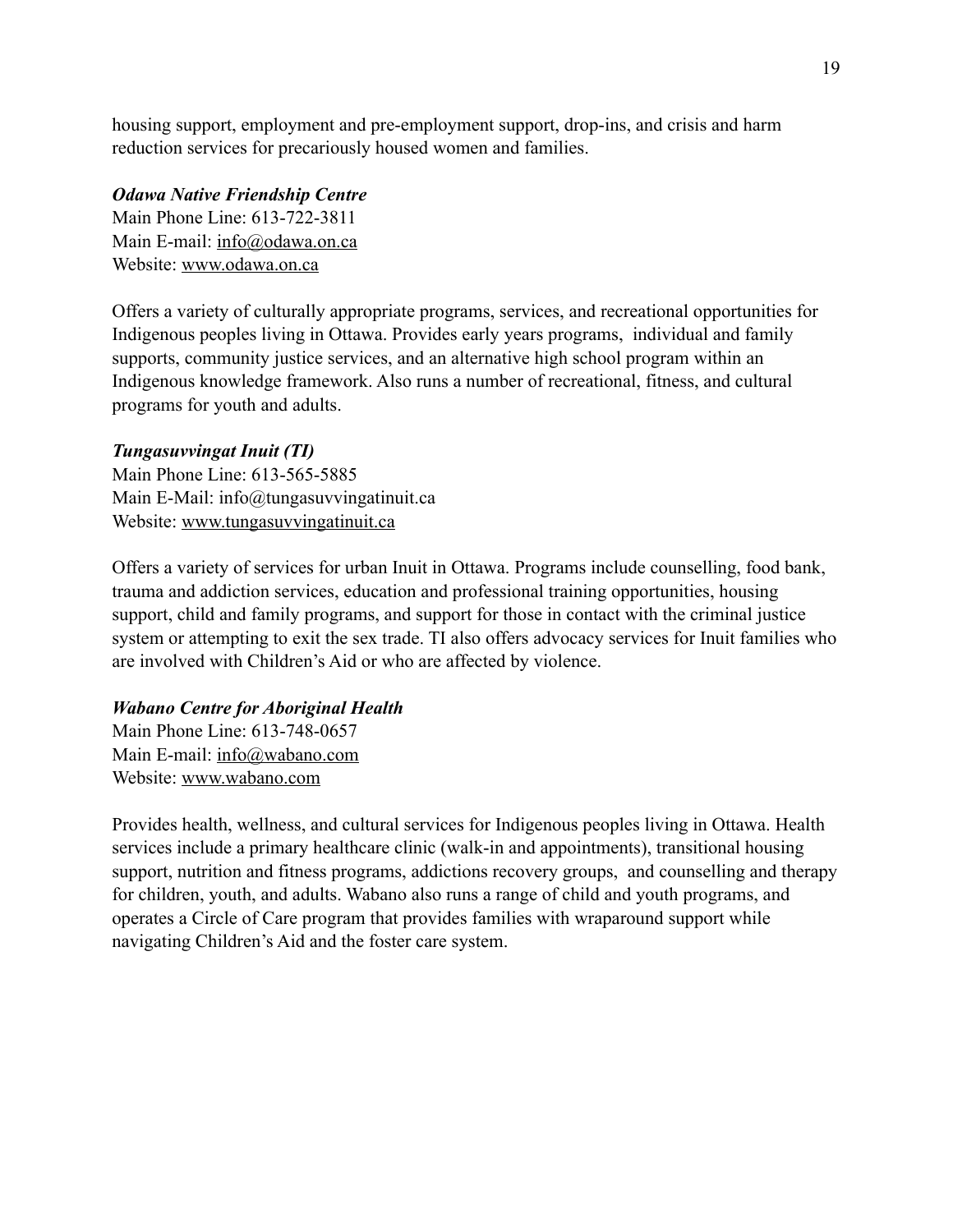housing support, employment and pre-employment support, drop-ins, and crisis and harm reduction services for precariously housed women and families.

***Odawa Native Friendship Centre***
Main Phone Line: 613-722-3811
Main E-mail: info@odawa.on.ca
Website: www.odawa.on.ca

Offers a variety of culturally appropriate programs, services, and recreational opportunities for Indigenous peoples living in Ottawa. Provides early years programs, individual and family supports, community justice services, and an alternative high school program within an Indigenous knowledge framework. Also runs a number of recreational, fitness, and cultural programs for youth and adults.

***Tungasuvvingat Inuit (TI)***
Main Phone Line: 613-565-5885
Main E-Mail: info@tungasuvvingatinuit.ca
Website: www.tungasuvvingatinuit.ca

Offers a variety of services for urban Inuit in Ottawa. Programs include counselling, food bank, trauma and addiction services, education and professional training opportunities, housing support, child and family programs, and support for those in contact with the criminal justice system or attempting to exit the sex trade. TI also offers advocacy services for Inuit families who are involved with Children's Aid or who are affected by violence.

***Wabano Centre for Aboriginal Health***
Main Phone Line: 613-748-0657
Main E-mail: info@wabano.com
Website: www.wabano.com

Provides health, wellness, and cultural services for Indigenous peoples living in Ottawa. Health services include a primary healthcare clinic (walk-in and appointments), transitional housing support, nutrition and fitness programs, addictions recovery groups, and counselling and therapy for children, youth, and adults. Wabano also runs a range of child and youth programs, and operates a Circle of Care program that provides families with wraparound support while navigating Children's Aid and the foster care system.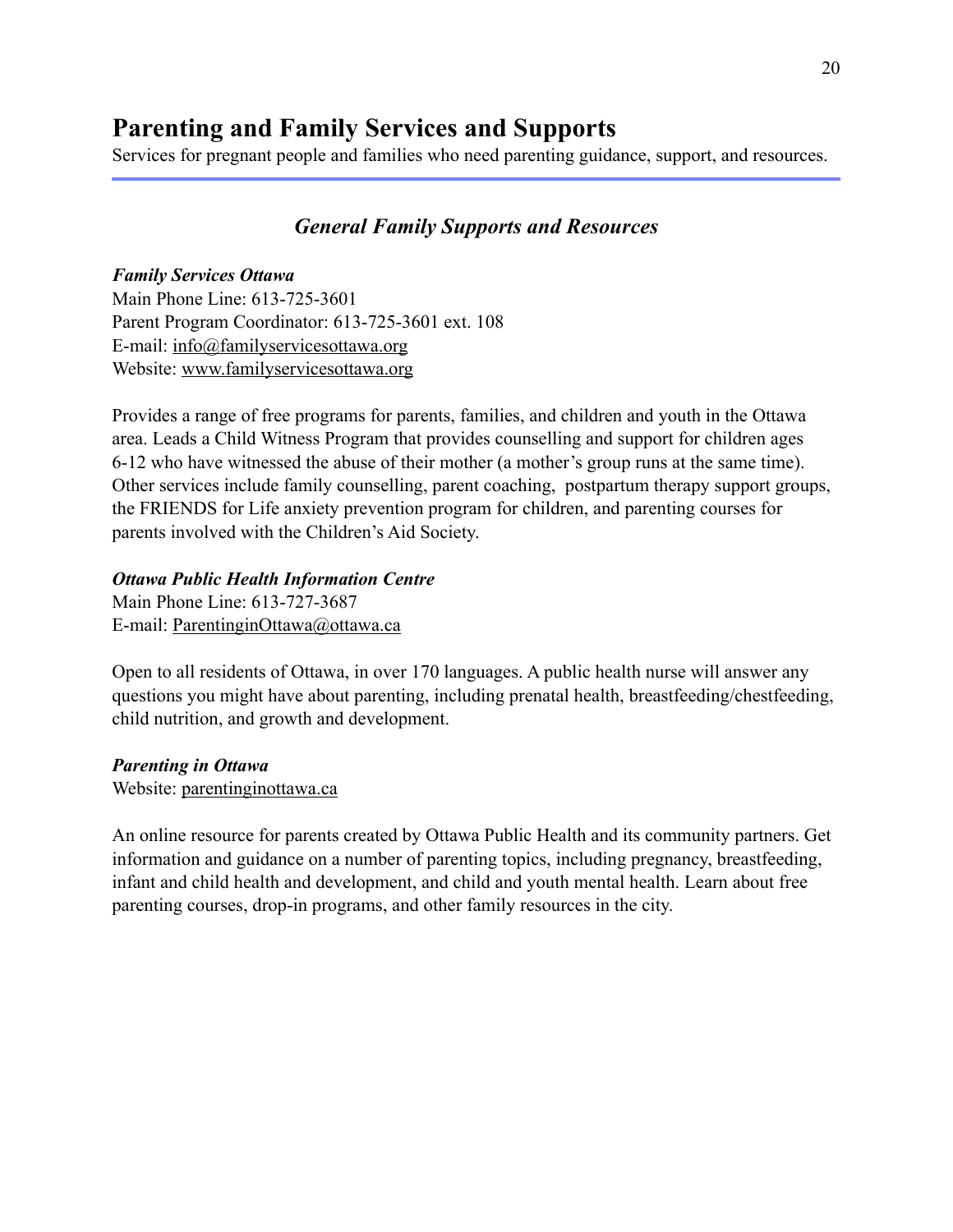# Parenting and Family Services and Supports

Services for pregnant people and families who need parenting guidance, support, and resources.

## *General Family Supports and Resources*

***Family Services Ottawa***
Main Phone Line: 613-725-3601
Parent Program Coordinator: 613-725-3601 ext. 108
E-mail: info@familyservicesottawa.org
Website: www.familyservicesottawa.org

Provides a range of free programs for parents, families, and children and youth in the Ottawa area. Leads a Child Witness Program that provides counselling and support for children ages 6-12 who have witnessed the abuse of their mother (a mother's group runs at the same time). Other services include family counselling, parent coaching, postpartum therapy support groups, the FRIENDS for Life anxiety prevention program for children, and parenting courses for parents involved with the Children's Aid Society.

***Ottawa Public Health Information Centre***
Main Phone Line: 613-727-3687
E-mail: ParentinginOttawa@ottawa.ca

Open to all residents of Ottawa, in over 170 languages. A public health nurse will answer any questions you might have about parenting, including prenatal health, breastfeeding/chestfeeding, child nutrition, and growth and development.

***Parenting in Ottawa***
Website: parentinginottawa.ca

An online resource for parents created by Ottawa Public Health and its community partners. Get information and guidance on a number of parenting topics, including pregnancy, breastfeeding, infant and child health and development, and child and youth mental health. Learn about free parenting courses, drop-in programs, and other family resources in the city.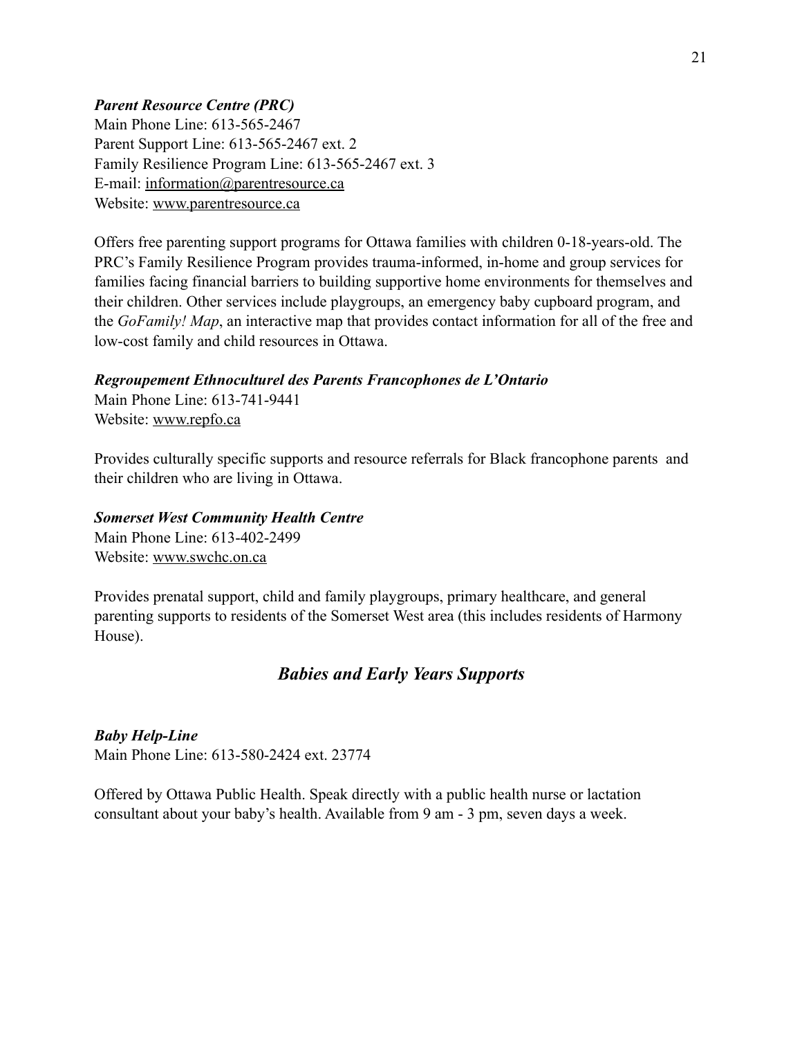***Parent Resource Centre (PRC)***
Main Phone Line: 613-565-2467
Parent Support Line: 613-565-2467 ext. 2
Family Resilience Program Line: 613-565-2467 ext. 3
E-mail: information@parentresource.ca
Website: www.parentresource.ca

Offers free parenting support programs for Ottawa families with children 0-18-years-old. The PRC's Family Resilience Program provides trauma-informed, in-home and group services for families facing financial barriers to building supportive home environments for themselves and their children. Other services include playgroups, an emergency baby cupboard program, and the *GoFamily! Map*, an interactive map that provides contact information for all of the free and low-cost family and child resources in Ottawa.

***Regroupement Ethnoculturel des Parents Francophones de L'Ontario***
Main Phone Line: 613-741-9441
Website: www.repfo.ca

Provides culturally specific supports and resource referrals for Black francophone parents and their children who are living in Ottawa.

***Somerset West Community Health Centre***
Main Phone Line: 613-402-2499
Website: www.swchc.on.ca

Provides prenatal support, child and family playgroups, primary healthcare, and general parenting supports to residents of the Somerset West area (this includes residents of Harmony House).

## *Babies and Early Years Supports*

***Baby Help-Line***
Main Phone Line: 613-580-2424 ext. 23774

Offered by Ottawa Public Health. Speak directly with a public health nurse or lactation consultant about your baby's health. Available from 9 am - 3 pm, seven days a week.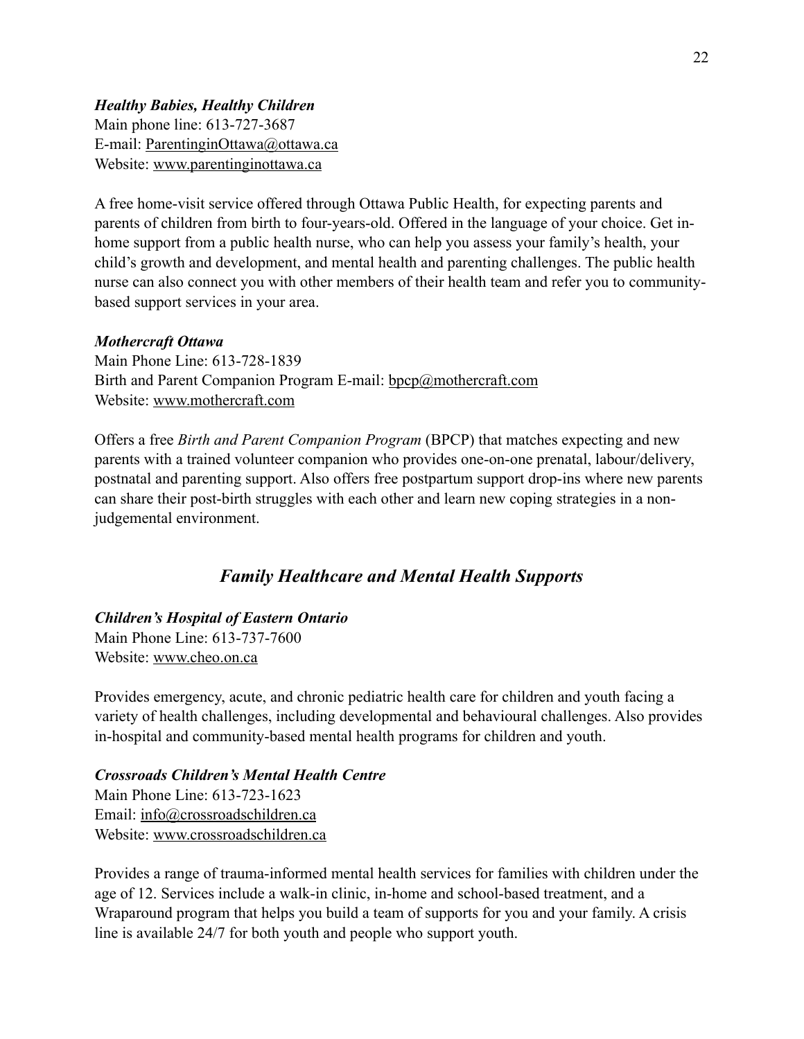***Healthy Babies, Healthy Children***
Main phone line: 613-727-3687
E-mail: ParentinginOttawa@ottawa.ca
Website: www.parentinginottawa.ca

A free home-visit service offered through Ottawa Public Health, for expecting parents and parents of children from birth to four-years-old. Offered in the language of your choice. Get in-home support from a public health nurse, who can help you assess your family's health, your child's growth and development, and mental health and parenting challenges. The public health nurse can also connect you with other members of their health team and refer you to community-based support services in your area.

***Mothercraft Ottawa***
Main Phone Line: 613-728-1839
Birth and Parent Companion Program E-mail: bpcp@mothercraft.com
Website: www.mothercraft.com

Offers a free *Birth and Parent Companion Program* (BPCP) that matches expecting and new parents with a trained volunteer companion who provides one-on-one prenatal, labour/delivery, postnatal and parenting support. Also offers free postpartum support drop-ins where new parents can share their post-birth struggles with each other and learn new coping strategies in a non-judgemental environment.

## *Family Healthcare and Mental Health Supports*

***Children's Hospital of Eastern Ontario***
Main Phone Line: 613-737-7600
Website: www.cheo.on.ca

Provides emergency, acute, and chronic pediatric health care for children and youth facing a variety of health challenges, including developmental and behavioural challenges. Also provides in-hospital and community-based mental health programs for children and youth.

***Crossroads Children's Mental Health Centre***
Main Phone Line: 613-723-1623
Email: info@crossroadschildren.ca
Website: www.crossroadschildren.ca

Provides a range of trauma-informed mental health services for families with children under the age of 12. Services include a walk-in clinic, in-home and school-based treatment, and a Wraparound program that helps you build a team of supports for you and your family. A crisis line is available 24/7 for both youth and people who support youth.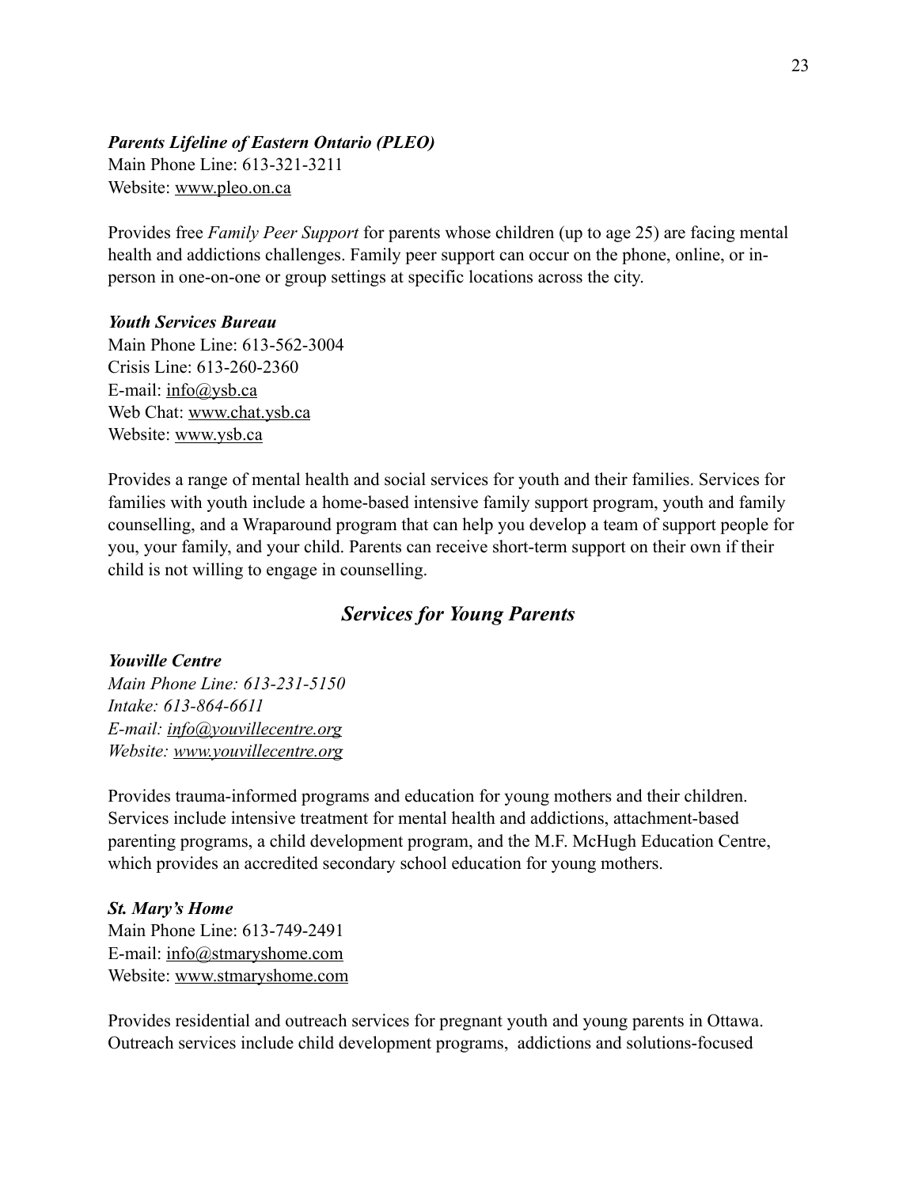***Parents Lifeline of Eastern Ontario (PLEO)***
Main Phone Line: 613-321-3211
Website: www.pleo.on.ca

Provides free *Family Peer Support* for parents whose children (up to age 25) are facing mental health and addictions challenges. Family peer support can occur on the phone, online, or in-person in one-on-one or group settings at specific locations across the city.

***Youth Services Bureau***
Main Phone Line: 613-562-3004
Crisis Line: 613-260-2360
E-mail: info@ysb.ca
Web Chat: www.chat.ysb.ca
Website: www.ysb.ca

Provides a range of mental health and social services for youth and their families. Services for families with youth include a home-based intensive family support program, youth and family counselling, and a Wraparound program that can help you develop a team of support people for you, your family, and your child. Parents can receive short-term support on their own if their child is not willing to engage in counselling.

## *Services for Young Parents*

***Youville Centre***
*Main Phone Line: 613-231-5150*
*Intake: 613-864-6611*
*E-mail: info@youvillecentre.org*
*Website: www.youvillecentre.org*

Provides trauma-informed programs and education for young mothers and their children. Services include intensive treatment for mental health and addictions, attachment-based parenting programs, a child development program, and the M.F. McHugh Education Centre, which provides an accredited secondary school education for young mothers.

***St. Mary's Home***
Main Phone Line: 613-749-2491
E-mail: info@stmaryshome.com
Website: www.stmaryshome.com

Provides residential and outreach services for pregnant youth and young parents in Ottawa. Outreach services include child development programs, addictions and solutions-focused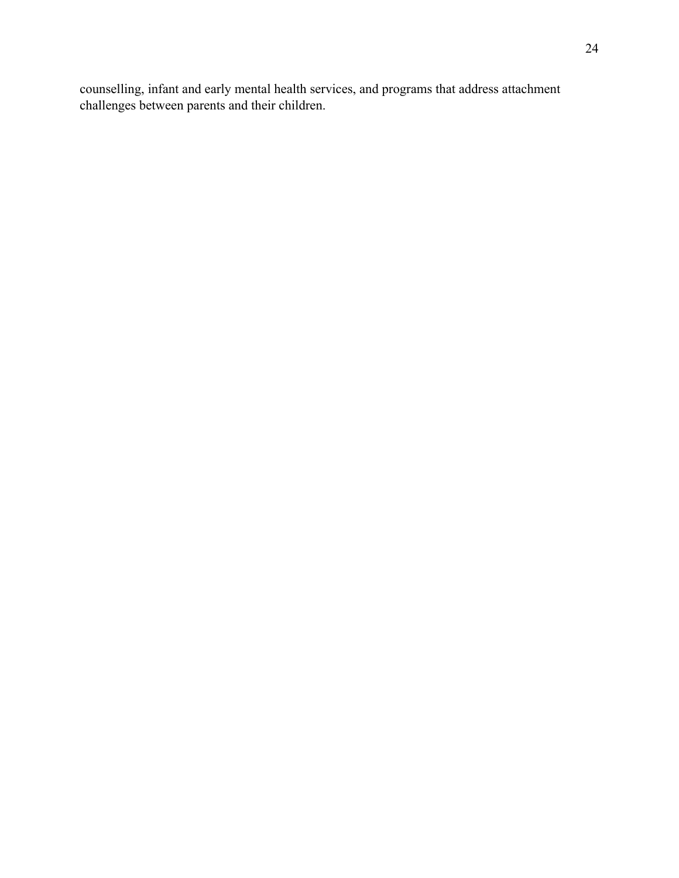counselling, infant and early mental health services, and programs that address attachment challenges between parents and their children.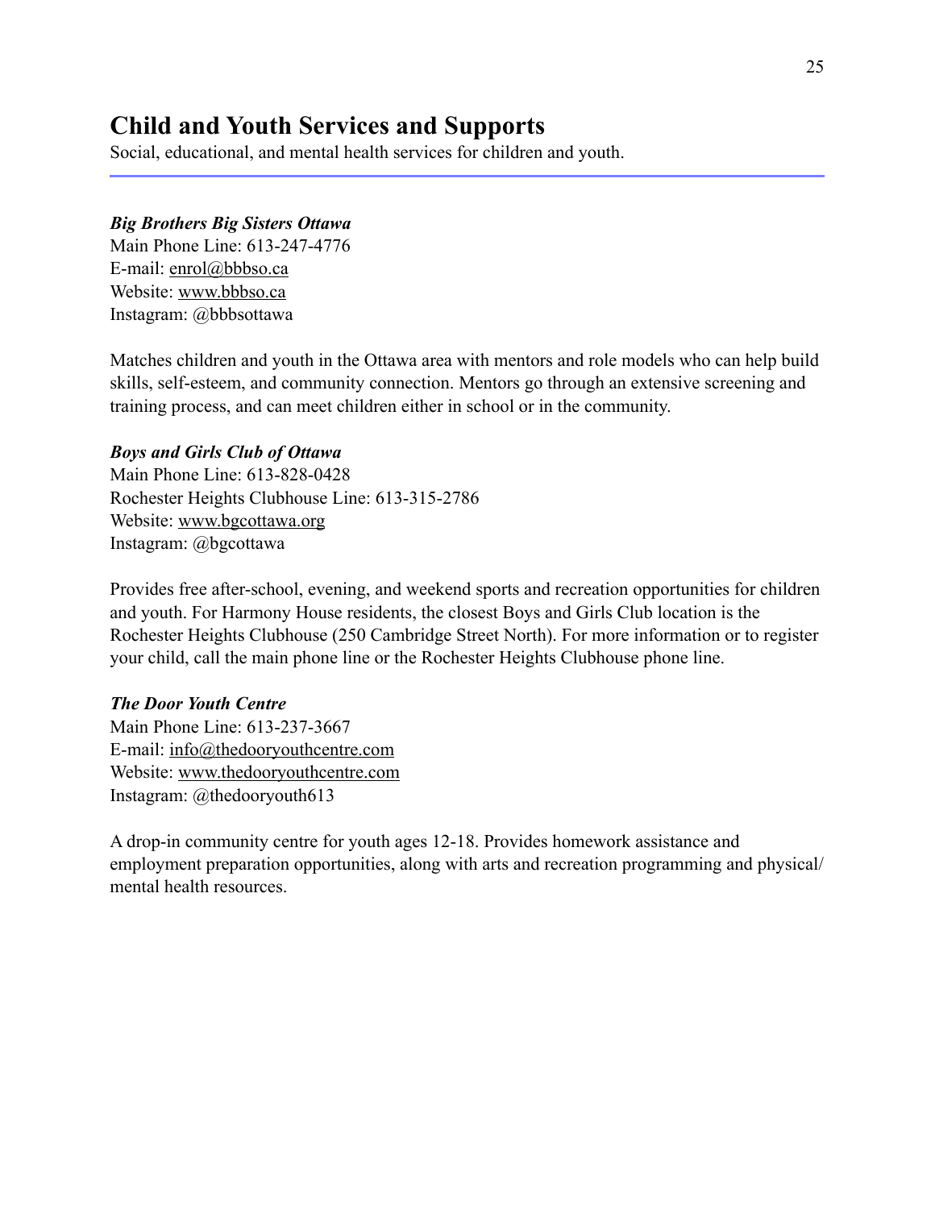# Child and Youth Services and Supports

Social, educational, and mental health services for children and youth.

***Big Brothers Big Sisters Ottawa***
Main Phone Line: 613-247-4776
E-mail: enrol@bbbso.ca
Website: www.bbbso.ca
Instagram: @bbbsottawa

Matches children and youth in the Ottawa area with mentors and role models who can help build skills, self-esteem, and community connection. Mentors go through an extensive screening and training process, and can meet children either in school or in the community.

***Boys and Girls Club of Ottawa***
Main Phone Line: 613-828-0428
Rochester Heights Clubhouse Line: 613-315-2786
Website: www.bgcottawa.org
Instagram: @bgcottawa

Provides free after-school, evening, and weekend sports and recreation opportunities for children and youth. For Harmony House residents, the closest Boys and Girls Club location is the Rochester Heights Clubhouse (250 Cambridge Street North). For more information or to register your child, call the main phone line or the Rochester Heights Clubhouse phone line.

***The Door Youth Centre***
Main Phone Line: 613-237-3667
E-mail: info@thedooryouthcentre.com
Website: www.thedooryouthcentre.com
Instagram: @thedooryouth613

A drop-in community centre for youth ages 12-18. Provides homework assistance and employment preparation opportunities, along with arts and recreation programming and physical/mental health resources.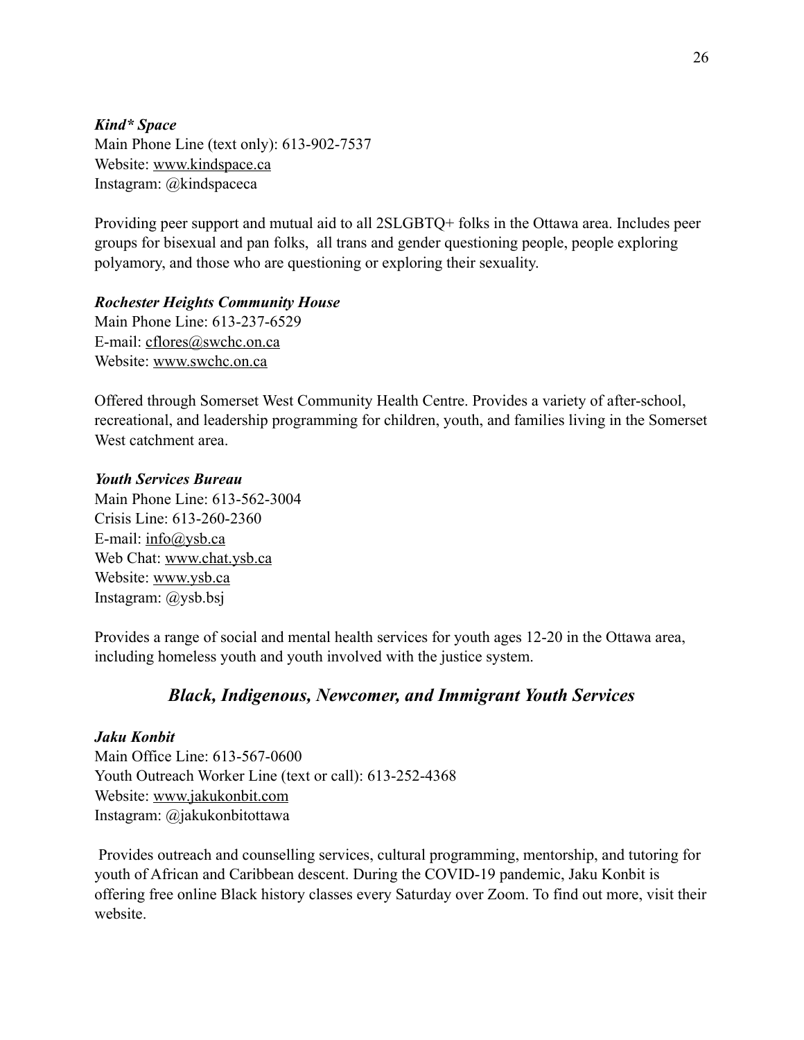***Kind* Space***
Main Phone Line (text only): 613-902-7537
Website: www.kindspace.ca
Instagram: @kindspaceca

Providing peer support and mutual aid to all 2SLGBTQ+ folks in the Ottawa area. Includes peer groups for bisexual and pan folks, all trans and gender questioning people, people exploring polyamory, and those who are questioning or exploring their sexuality.

***Rochester Heights Community House***
Main Phone Line: 613-237-6529
E-mail: cflores@swchc.on.ca
Website: www.swchc.on.ca

Offered through Somerset West Community Health Centre. Provides a variety of after-school, recreational, and leadership programming for children, youth, and families living in the Somerset West catchment area.

***Youth Services Bureau***
Main Phone Line: 613-562-3004
Crisis Line: 613-260-2360
E-mail: info@ysb.ca
Web Chat: www.chat.ysb.ca
Website: www.ysb.ca
Instagram: @ysb.bsj

Provides a range of social and mental health services for youth ages 12-20 in the Ottawa area, including homeless youth and youth involved with the justice system.

## *Black, Indigenous, Newcomer, and Immigrant Youth Services*

***Jaku Konbit***
Main Office Line: 613-567-0600
Youth Outreach Worker Line (text or call): 613-252-4368
Website: www.jakukonbit.com
Instagram: @jakukonbitottawa

Provides outreach and counselling services, cultural programming, mentorship, and tutoring for youth of African and Caribbean descent. During the COVID-19 pandemic, Jaku Konbit is offering free online Black history classes every Saturday over Zoom. To find out more, visit their website.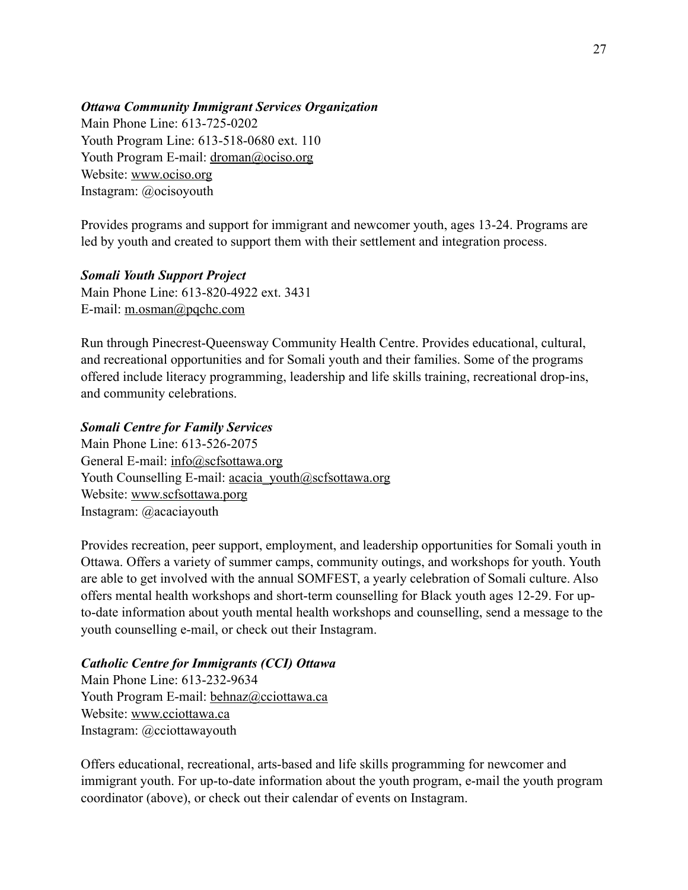***Ottawa Community Immigrant Services Organization***
Main Phone Line: 613-725-0202
Youth Program Line: 613-518-0680 ext. 110
Youth Program E-mail: droman@ociso.org
Website: www.ociso.org
Instagram: @ocisoyouth

Provides programs and support for immigrant and newcomer youth, ages 13-24. Programs are led by youth and created to support them with their settlement and integration process.

***Somali Youth Support Project***
Main Phone Line: 613-820-4922 ext. 3431
E-mail: m.osman@pqchc.com

Run through Pinecrest-Queensway Community Health Centre. Provides educational, cultural, and recreational opportunities and for Somali youth and their families. Some of the programs offered include literacy programming, leadership and life skills training, recreational drop-ins, and community celebrations.

***Somali Centre for Family Services***
Main Phone Line: 613-526-2075
General E-mail: info@scfsottawa.org
Youth Counselling E-mail: acacia_youth@scfsottawa.org
Website: www.scfsottawa.porg
Instagram: @acaciayouth

Provides recreation, peer support, employment, and leadership opportunities for Somali youth in Ottawa. Offers a variety of summer camps, community outings, and workshops for youth. Youth are able to get involved with the annual SOMFEST, a yearly celebration of Somali culture. Also offers mental health workshops and short-term counselling for Black youth ages 12-29. For up-to-date information about youth mental health workshops and counselling, send a message to the youth counselling e-mail, or check out their Instagram.

***Catholic Centre for Immigrants (CCI) Ottawa***
Main Phone Line: 613-232-9634
Youth Program E-mail: behnaz@cciottawa.ca
Website: www.cciottawa.ca
Instagram: @cciottawayouth

Offers educational, recreational, arts-based and life skills programming for newcomer and immigrant youth. For up-to-date information about the youth program, e-mail the youth program coordinator (above), or check out their calendar of events on Instagram.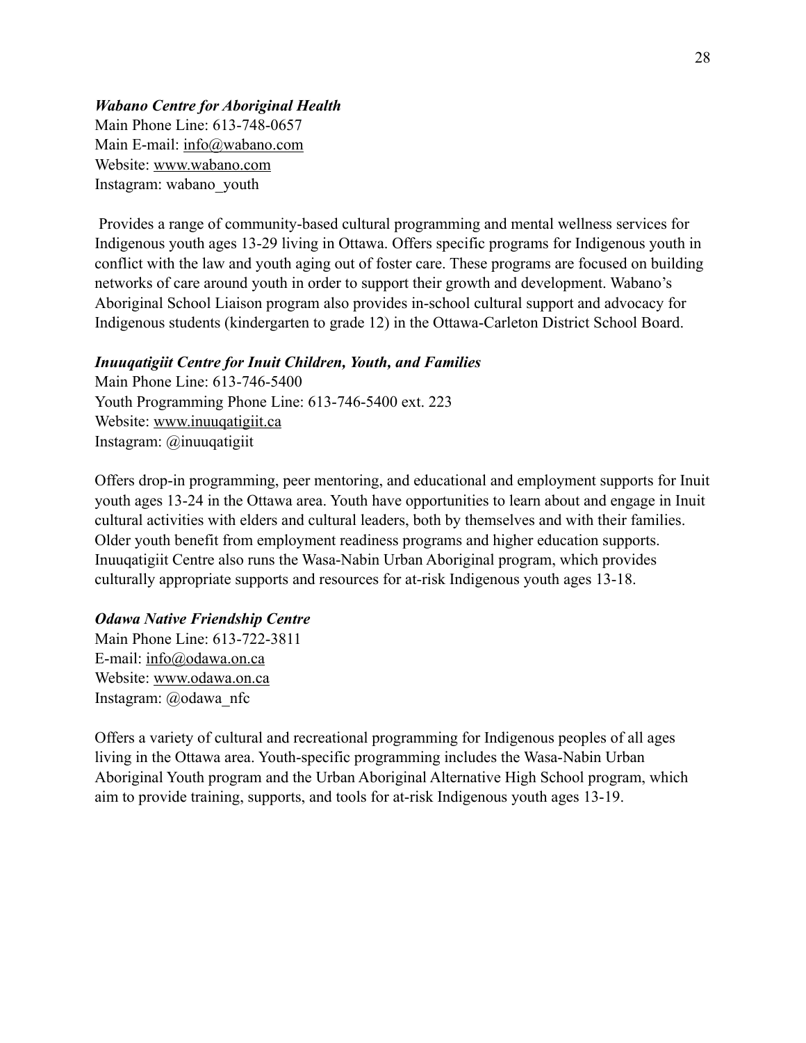***Wabano Centre for Aboriginal Health***
Main Phone Line: 613-748-0657
Main E-mail: info@wabano.com
Website: www.wabano.com
Instagram: wabano_youth

Provides a range of community-based cultural programming and mental wellness services for Indigenous youth ages 13-29 living in Ottawa. Offers specific programs for Indigenous youth in conflict with the law and youth aging out of foster care. These programs are focused on building networks of care around youth in order to support their growth and development. Wabano's Aboriginal School Liaison program also provides in-school cultural support and advocacy for Indigenous students (kindergarten to grade 12) in the Ottawa-Carleton District School Board.

***Inuuqatigiit Centre for Inuit Children, Youth, and Families***
Main Phone Line: 613-746-5400
Youth Programming Phone Line: 613-746-5400 ext. 223
Website: www.inuuqatigiit.ca
Instagram: @inuuqatigiit

Offers drop-in programming, peer mentoring, and educational and employment supports for Inuit youth ages 13-24 in the Ottawa area. Youth have opportunities to learn about and engage in Inuit cultural activities with elders and cultural leaders, both by themselves and with their families. Older youth benefit from employment readiness programs and higher education supports. Inuuqatigiit Centre also runs the Wasa-Nabin Urban Aboriginal program, which provides culturally appropriate supports and resources for at-risk Indigenous youth ages 13-18.

***Odawa Native Friendship Centre***
Main Phone Line: 613-722-3811
E-mail: info@odawa.on.ca
Website: www.odawa.on.ca
Instagram: @odawa_nfc

Offers a variety of cultural and recreational programming for Indigenous peoples of all ages living in the Ottawa area. Youth-specific programming includes the Wasa-Nabin Urban Aboriginal Youth program and the Urban Aboriginal Alternative High School program, which aim to provide training, supports, and tools for at-risk Indigenous youth ages 13-19.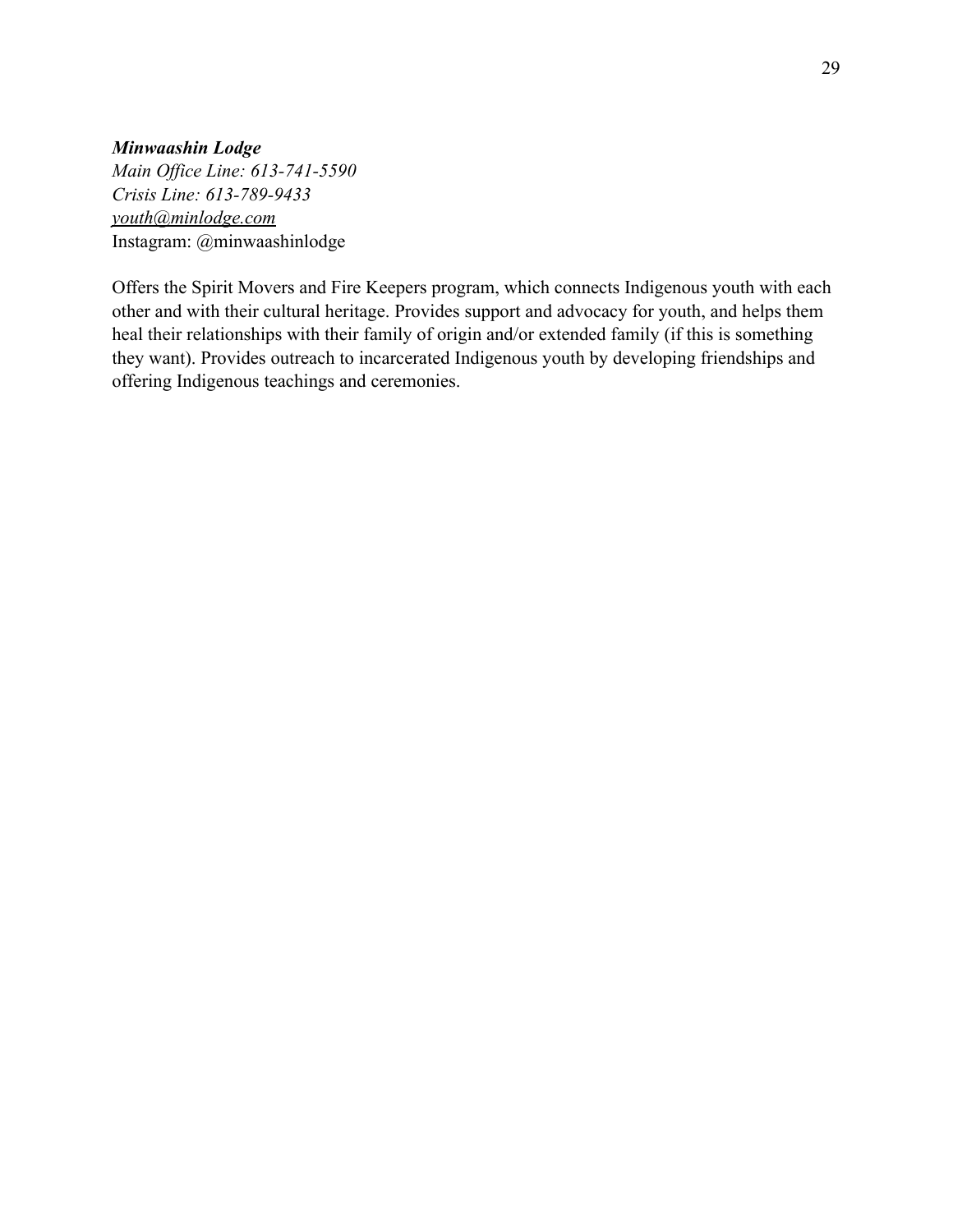***Minwaashin Lodge***
*Main Office Line: 613-741-5590*
*Crisis Line: 613-789-9433*
*youth@minlodge.com*
Instagram: @minwaashinlodge

Offers the Spirit Movers and Fire Keepers program, which connects Indigenous youth with each other and with their cultural heritage. Provides support and advocacy for youth, and helps them heal their relationships with their family of origin and/or extended family (if this is something they want). Provides outreach to incarcerated Indigenous youth by developing friendships and offering Indigenous teachings and ceremonies.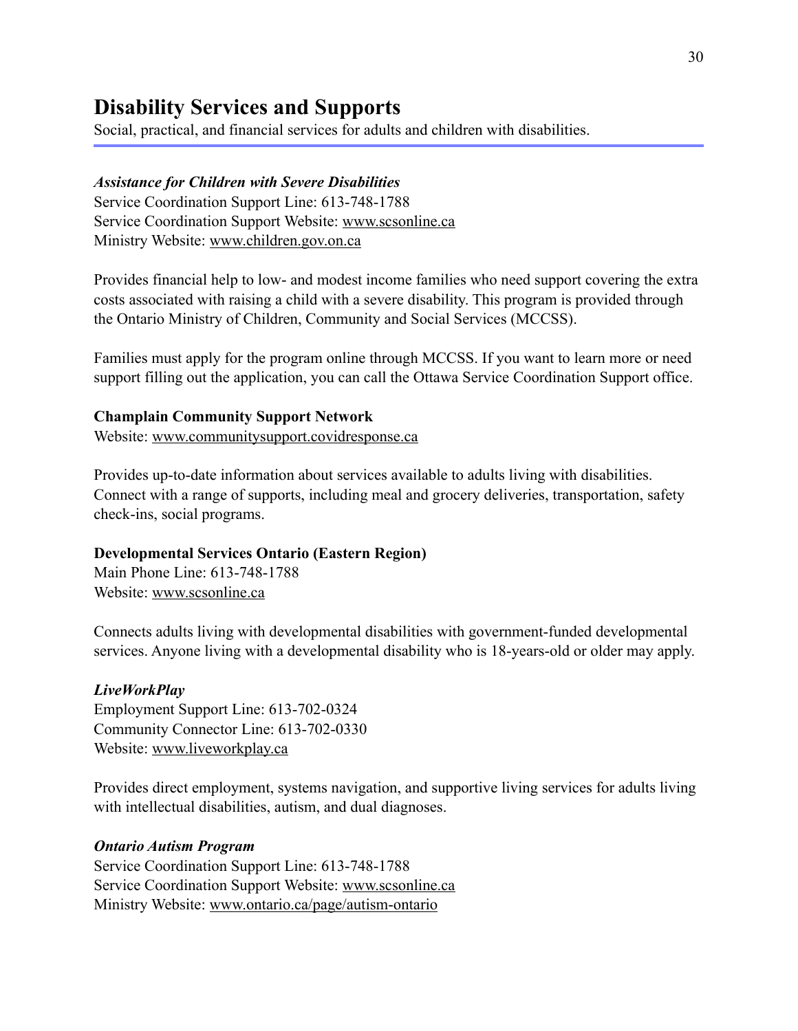# Disability Services and Supports

Social, practical, and financial services for adults and children with disabilities.

---

***Assistance for Children with Severe Disabilities***
Service Coordination Support Line: 613-748-1788
Service Coordination Support Website: www.scsonline.ca
Ministry Website: www.children.gov.on.ca

Provides financial help to low- and modest income families who need support covering the extra costs associated with raising a child with a severe disability. This program is provided through the Ontario Ministry of Children, Community and Social Services (MCCSS).

Families must apply for the program online through MCCSS. If you want to learn more or need support filling out the application, you can call the Ottawa Service Coordination Support office.

**Champlain Community Support Network**
Website: www.communitysupport.covidresponse.ca

Provides up-to-date information about services available to adults living with disabilities. Connect with a range of supports, including meal and grocery deliveries, transportation, safety check-ins, social programs.

**Developmental Services Ontario (Eastern Region)**
Main Phone Line: 613-748-1788
Website: www.scsonline.ca

Connects adults living with developmental disabilities with government-funded developmental services. Anyone living with a developmental disability who is 18-years-old or older may apply.

***LiveWorkPlay***
Employment Support Line: 613-702-0324
Community Connector Line: 613-702-0330
Website: www.liveworkplay.ca

Provides direct employment, systems navigation, and supportive living services for adults living with intellectual disabilities, autism, and dual diagnoses.

***Ontario Autism Program***
Service Coordination Support Line: 613-748-1788
Service Coordination Support Website: www.scsonline.ca
Ministry Website: www.ontario.ca/page/autism-ontario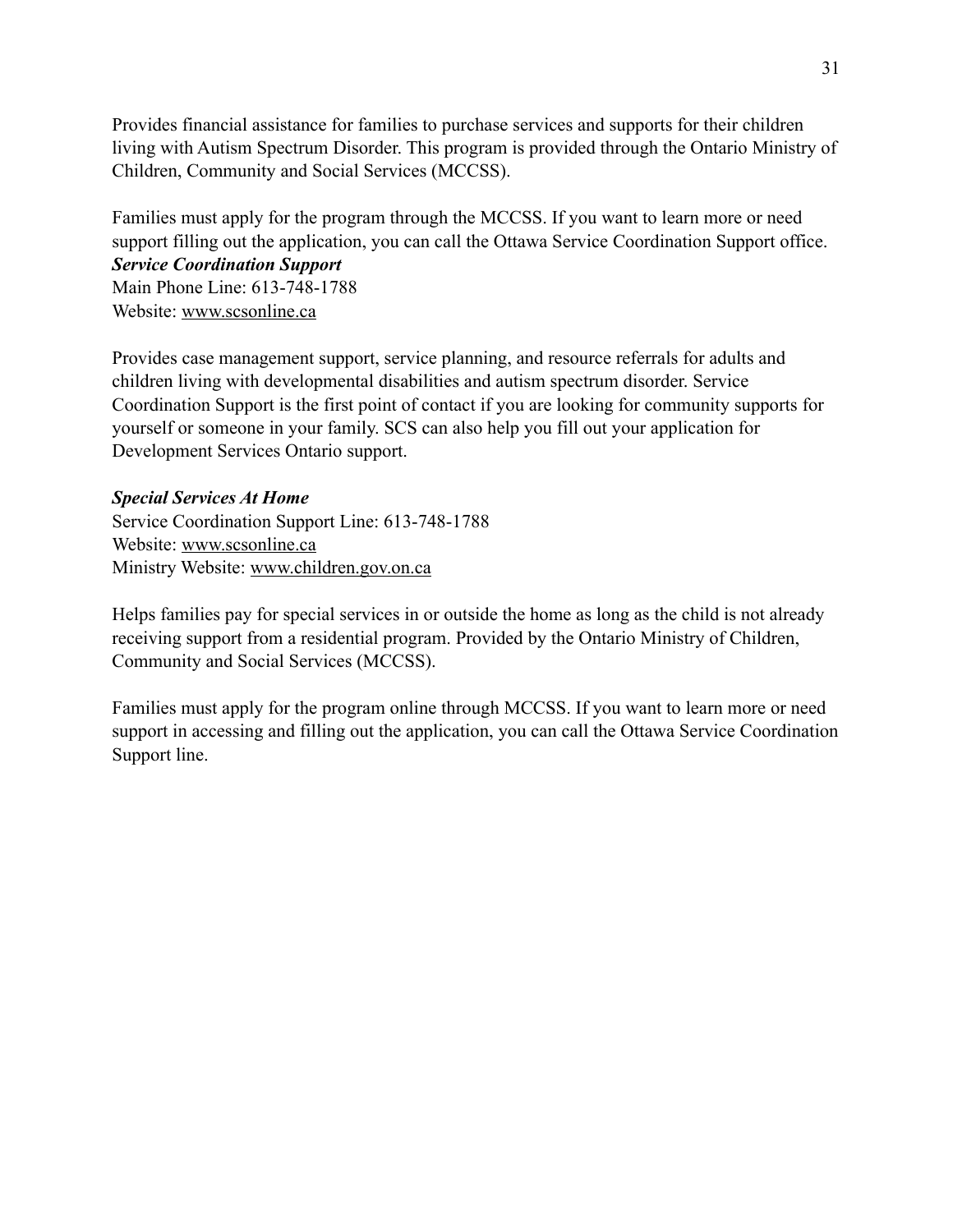Provides financial assistance for families to purchase services and supports for their children living with Autism Spectrum Disorder. This program is provided through the Ontario Ministry of Children, Community and Social Services (MCCSS).

Families must apply for the program through the MCCSS. If you want to learn more or need support filling out the application, you can call the Ottawa Service Coordination Support office.

***Service Coordination Support***
Main Phone Line: 613-748-1788
Website: www.scsonline.ca

Provides case management support, service planning, and resource referrals for adults and children living with developmental disabilities and autism spectrum disorder. Service Coordination Support is the first point of contact if you are looking for community supports for yourself or someone in your family. SCS can also help you fill out your application for Development Services Ontario support.

***Special Services At Home***
Service Coordination Support Line: 613-748-1788
Website: www.scsonline.ca
Ministry Website: www.children.gov.on.ca

Helps families pay for special services in or outside the home as long as the child is not already receiving support from a residential program. Provided by the Ontario Ministry of Children, Community and Social Services (MCCSS).

Families must apply for the program online through MCCSS. If you want to learn more or need support in accessing and filling out the application, you can call the Ottawa Service Coordination Support line.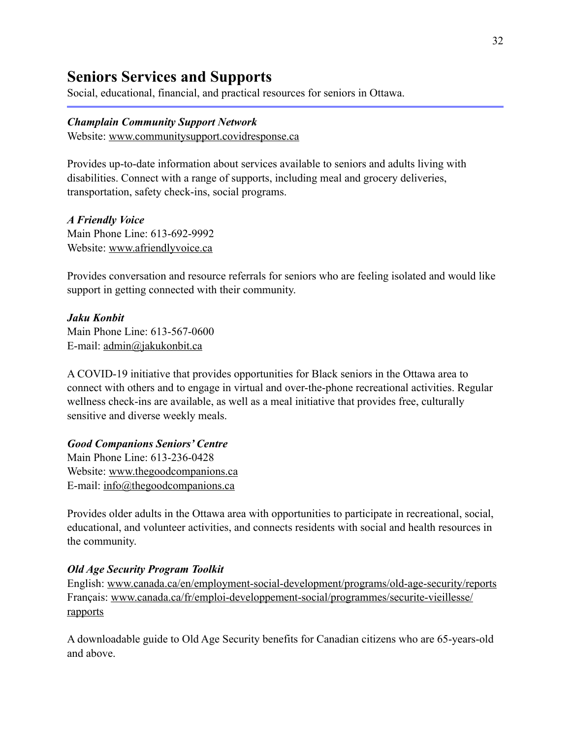# Seniors Services and Supports

Social, educational, financial, and practical resources for seniors in Ottawa.

***Champlain Community Support Network***
Website: www.communitysupport.covidresponse.ca

Provides up-to-date information about services available to seniors and adults living with disabilities. Connect with a range of supports, including meal and grocery deliveries, transportation, safety check-ins, social programs.

***A Friendly Voice***
Main Phone Line: 613-692-9992
Website: www.afriendlyvoice.ca

Provides conversation and resource referrals for seniors who are feeling isolated and would like support in getting connected with their community.

***Jaku Konbit***
Main Phone Line: 613-567-0600
E-mail: admin@jakukonbit.ca

A COVID-19 initiative that provides opportunities for Black seniors in the Ottawa area to connect with others and to engage in virtual and over-the-phone recreational activities. Regular wellness check-ins are available, as well as a meal initiative that provides free, culturally sensitive and diverse weekly meals.

***Good Companions Seniors' Centre***
Main Phone Line: 613-236-0428
Website: www.thegoodcompanions.ca
E-mail: info@thegoodcompanions.ca

Provides older adults in the Ottawa area with opportunities to participate in recreational, social, educational, and volunteer activities, and connects residents with social and health resources in the community.

***Old Age Security Program Toolkit***
English: www.canada.ca/en/employment-social-development/programs/old-age-security/reports
Français: www.canada.ca/fr/emploi-developpement-social/programmes/securite-vieillesse/rapports

A downloadable guide to Old Age Security benefits for Canadian citizens who are 65-years-old and above.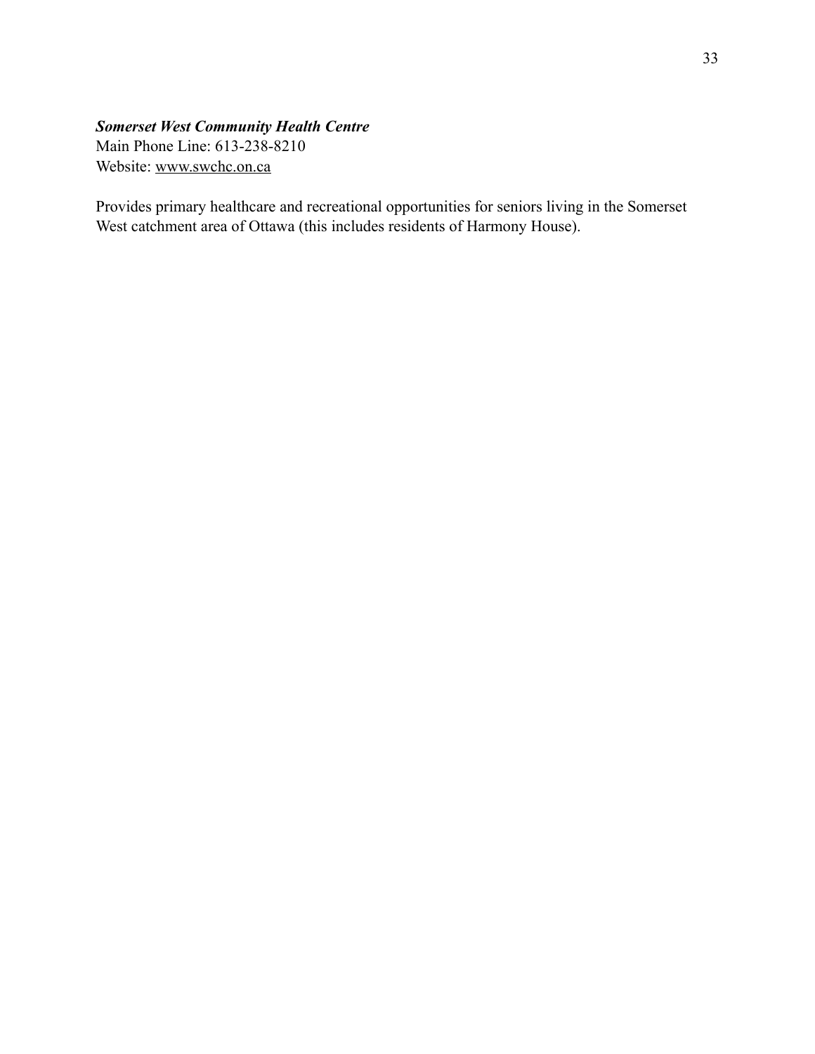***Somerset West Community Health Centre***
Main Phone Line: 613-238-8210
Website: www.swchc.on.ca

Provides primary healthcare and recreational opportunities for seniors living in the Somerset West catchment area of Ottawa (this includes residents of Harmony House).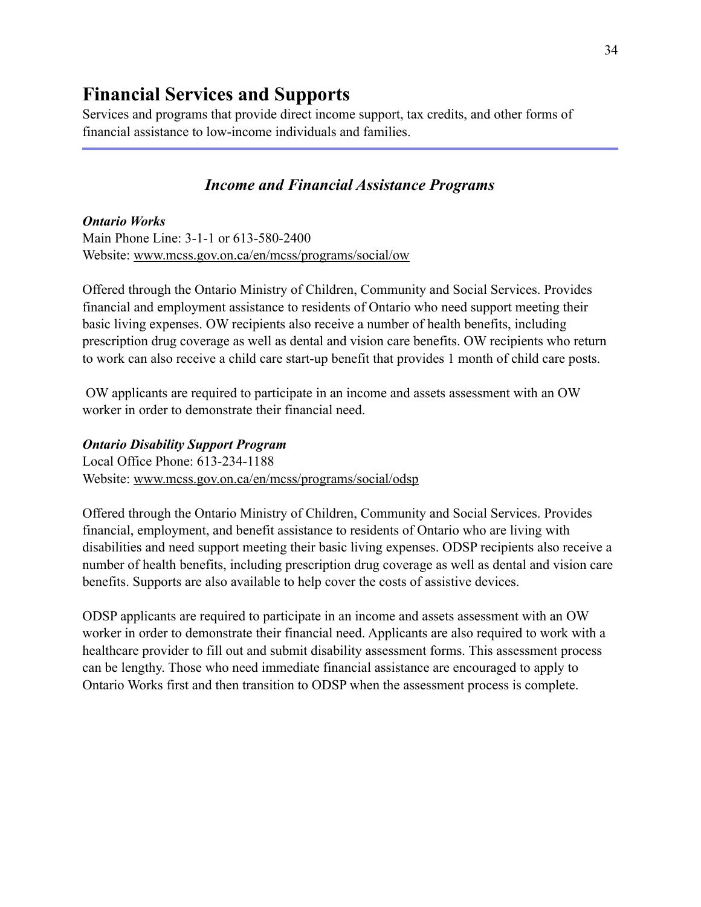# Financial Services and Supports

Services and programs that provide direct income support, tax credits, and other forms of financial assistance to low-income individuals and families.

## *Income and Financial Assistance Programs*

***Ontario Works***
Main Phone Line: 3-1-1 or 613-580-2400
Website: www.mcss.gov.on.ca/en/mcss/programs/social/ow

Offered through the Ontario Ministry of Children, Community and Social Services. Provides financial and employment assistance to residents of Ontario who need support meeting their basic living expenses. OW recipients also receive a number of health benefits, including prescription drug coverage as well as dental and vision care benefits. OW recipients who return to work can also receive a child care start-up benefit that provides 1 month of child care posts.

OW applicants are required to participate in an income and assets assessment with an OW worker in order to demonstrate their financial need.

***Ontario Disability Support Program***
Local Office Phone: 613-234-1188
Website: www.mcss.gov.on.ca/en/mcss/programs/social/odsp

Offered through the Ontario Ministry of Children, Community and Social Services. Provides financial, employment, and benefit assistance to residents of Ontario who are living with disabilities and need support meeting their basic living expenses. ODSP recipients also receive a number of health benefits, including prescription drug coverage as well as dental and vision care benefits. Supports are also available to help cover the costs of assistive devices.

ODSP applicants are required to participate in an income and assets assessment with an OW worker in order to demonstrate their financial need. Applicants are also required to work with a healthcare provider to fill out and submit disability assessment forms. This assessment process can be lengthy. Those who need immediate financial assistance are encouraged to apply to Ontario Works first and then transition to ODSP when the assessment process is complete.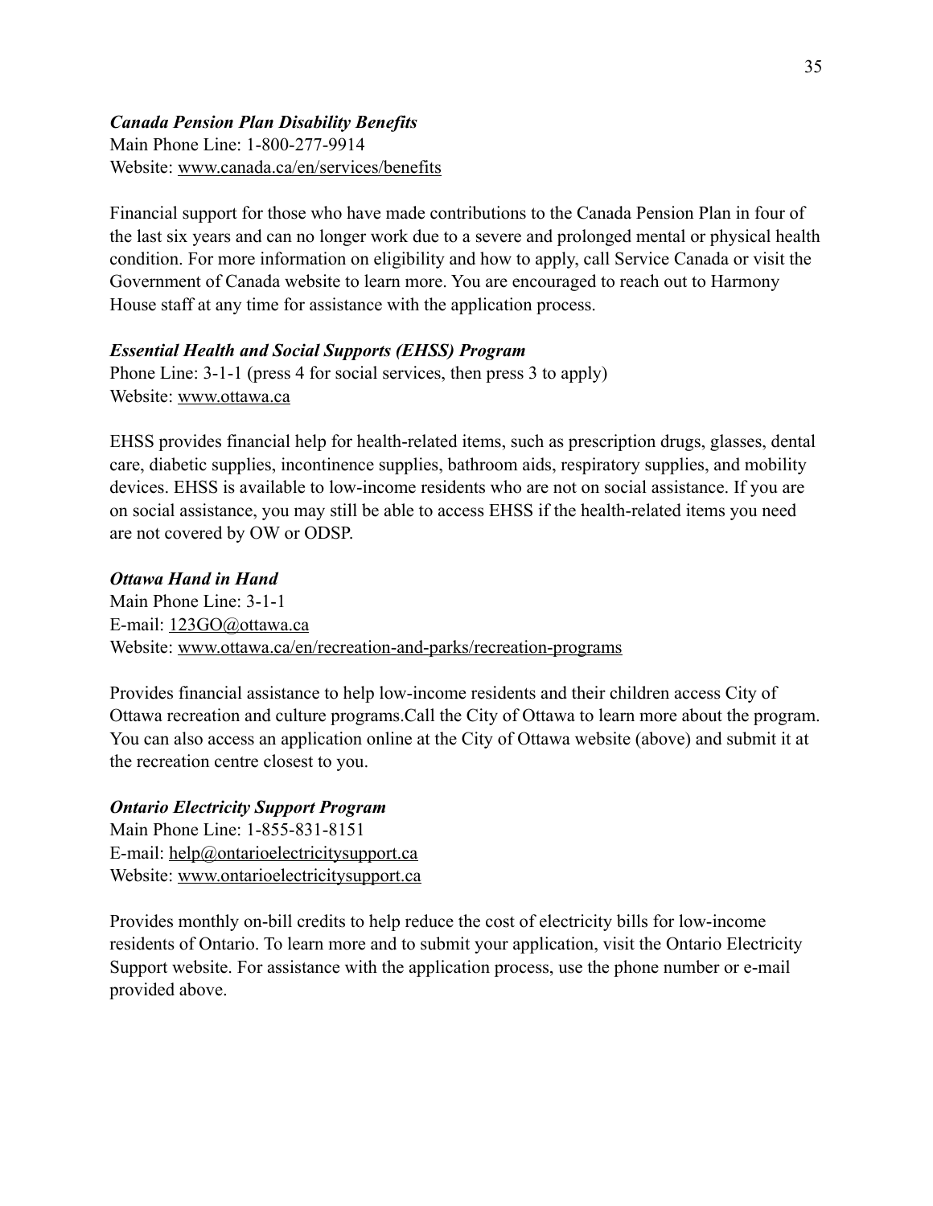***Canada Pension Plan Disability Benefits***
Main Phone Line: 1-800-277-9914
Website: www.canada.ca/en/services/benefits

Financial support for those who have made contributions to the Canada Pension Plan in four of the last six years and can no longer work due to a severe and prolonged mental or physical health condition. For more information on eligibility and how to apply, call Service Canada or visit the Government of Canada website to learn more. You are encouraged to reach out to Harmony House staff at any time for assistance with the application process.

***Essential Health and Social Supports (EHSS) Program***
Phone Line: 3-1-1 (press 4 for social services, then press 3 to apply)
Website: www.ottawa.ca

EHSS provides financial help for health-related items, such as prescription drugs, glasses, dental care, diabetic supplies, incontinence supplies, bathroom aids, respiratory supplies, and mobility devices. EHSS is available to low-income residents who are not on social assistance. If you are on social assistance, you may still be able to access EHSS if the health-related items you need are not covered by OW or ODSP.

***Ottawa Hand in Hand***
Main Phone Line: 3-1-1
E-mail: 123GO@ottawa.ca
Website: www.ottawa.ca/en/recreation-and-parks/recreation-programs

Provides financial assistance to help low-income residents and their children access City of Ottawa recreation and culture programs.Call the City of Ottawa to learn more about the program. You can also access an application online at the City of Ottawa website (above) and submit it at the recreation centre closest to you.

***Ontario Electricity Support Program***
Main Phone Line: 1-855-831-8151
E-mail: help@ontarioelectricitysupport.ca
Website: www.ontarioelectricitysupport.ca

Provides monthly on-bill credits to help reduce the cost of electricity bills for low-income residents of Ontario. To learn more and to submit your application, visit the Ontario Electricity Support website. For assistance with the application process, use the phone number or e-mail provided above.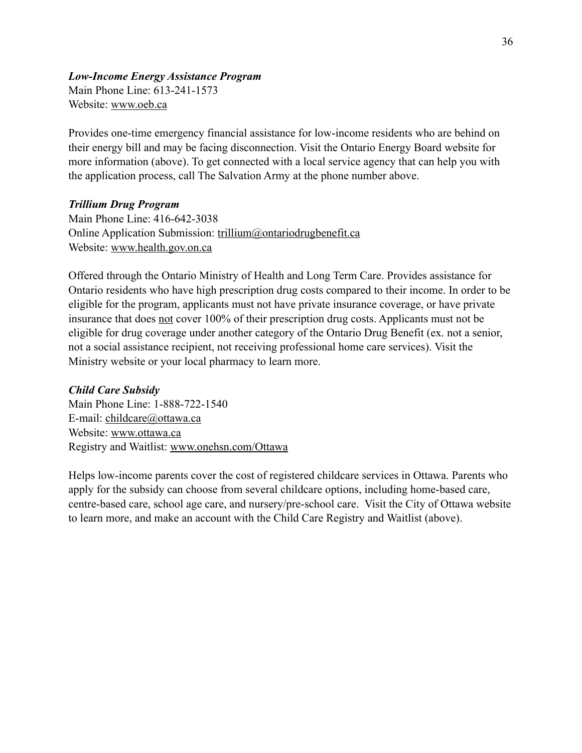***Low-Income Energy Assistance Program***
Main Phone Line: 613-241-1573
Website: www.oeb.ca

Provides one-time emergency financial assistance for low-income residents who are behind on their energy bill and may be facing disconnection. Visit the Ontario Energy Board website for more information (above). To get connected with a local service agency that can help you with the application process, call The Salvation Army at the phone number above.

***Trillium Drug Program***
Main Phone Line: 416-642-3038
Online Application Submission: trillium@ontariodrugbenefit.ca
Website: www.health.gov.on.ca

Offered through the Ontario Ministry of Health and Long Term Care. Provides assistance for Ontario residents who have high prescription drug costs compared to their income. In order to be eligible for the program, applicants must not have private insurance coverage, or have private insurance that does not cover 100% of their prescription drug costs. Applicants must not be eligible for drug coverage under another category of the Ontario Drug Benefit (ex. not a senior, not a social assistance recipient, not receiving professional home care services). Visit the Ministry website or your local pharmacy to learn more.

***Child Care Subsidy***
Main Phone Line: 1-888-722-1540
E-mail: childcare@ottawa.ca
Website: www.ottawa.ca
Registry and Waitlist: www.onehsn.com/Ottawa

Helps low-income parents cover the cost of registered childcare services in Ottawa. Parents who apply for the subsidy can choose from several childcare options, including home-based care, centre-based care, school age care, and nursery/pre-school care. Visit the City of Ottawa website to learn more, and make an account with the Child Care Registry and Waitlist (above).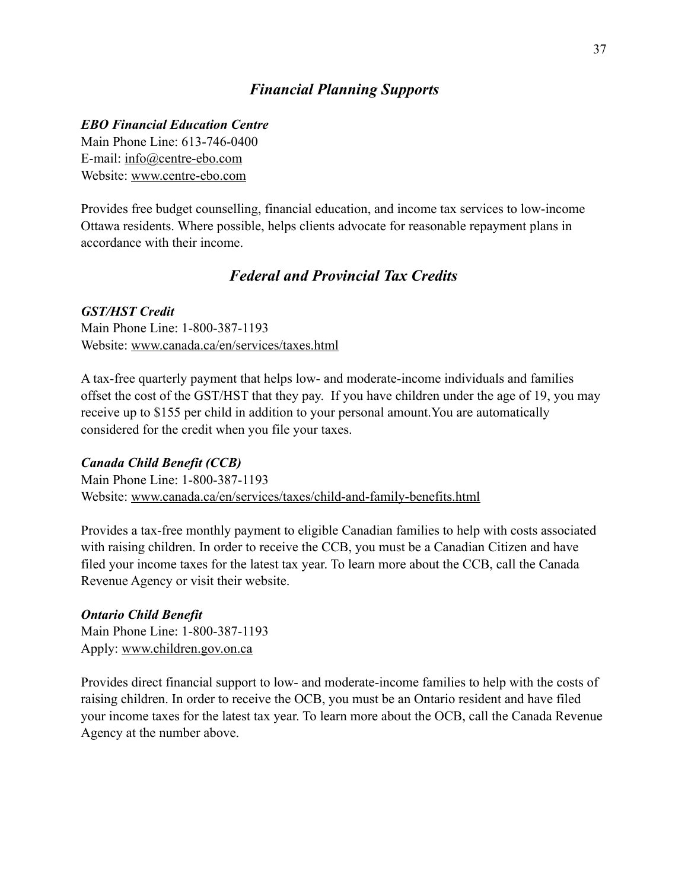## *Financial Planning Supports*

***EBO Financial Education Centre***
Main Phone Line: 613-746-0400
E-mail: info@centre-ebo.com
Website: www.centre-ebo.com

Provides free budget counselling, financial education, and income tax services to low-income Ottawa residents. Where possible, helps clients advocate for reasonable repayment plans in accordance with their income.

## *Federal and Provincial Tax Credits*

***GST/HST Credit***
Main Phone Line: 1-800-387-1193
Website: www.canada.ca/en/services/taxes.html

A tax-free quarterly payment that helps low- and moderate-income individuals and families offset the cost of the GST/HST that they pay. If you have children under the age of 19, you may receive up to $155 per child in addition to your personal amount.You are automatically considered for the credit when you file your taxes.

***Canada Child Benefit (CCB)***
Main Phone Line: 1-800-387-1193
Website: www.canada.ca/en/services/taxes/child-and-family-benefits.html

Provides a tax-free monthly payment to eligible Canadian families to help with costs associated with raising children. In order to receive the CCB, you must be a Canadian Citizen and have filed your income taxes for the latest tax year. To learn more about the CCB, call the Canada Revenue Agency or visit their website.

***Ontario Child Benefit***
Main Phone Line: 1-800-387-1193
Apply: www.children.gov.on.ca

Provides direct financial support to low- and moderate-income families to help with the costs of raising children. In order to receive the OCB, you must be an Ontario resident and have filed your income taxes for the latest tax year. To learn more about the OCB, call the Canada Revenue Agency at the number above.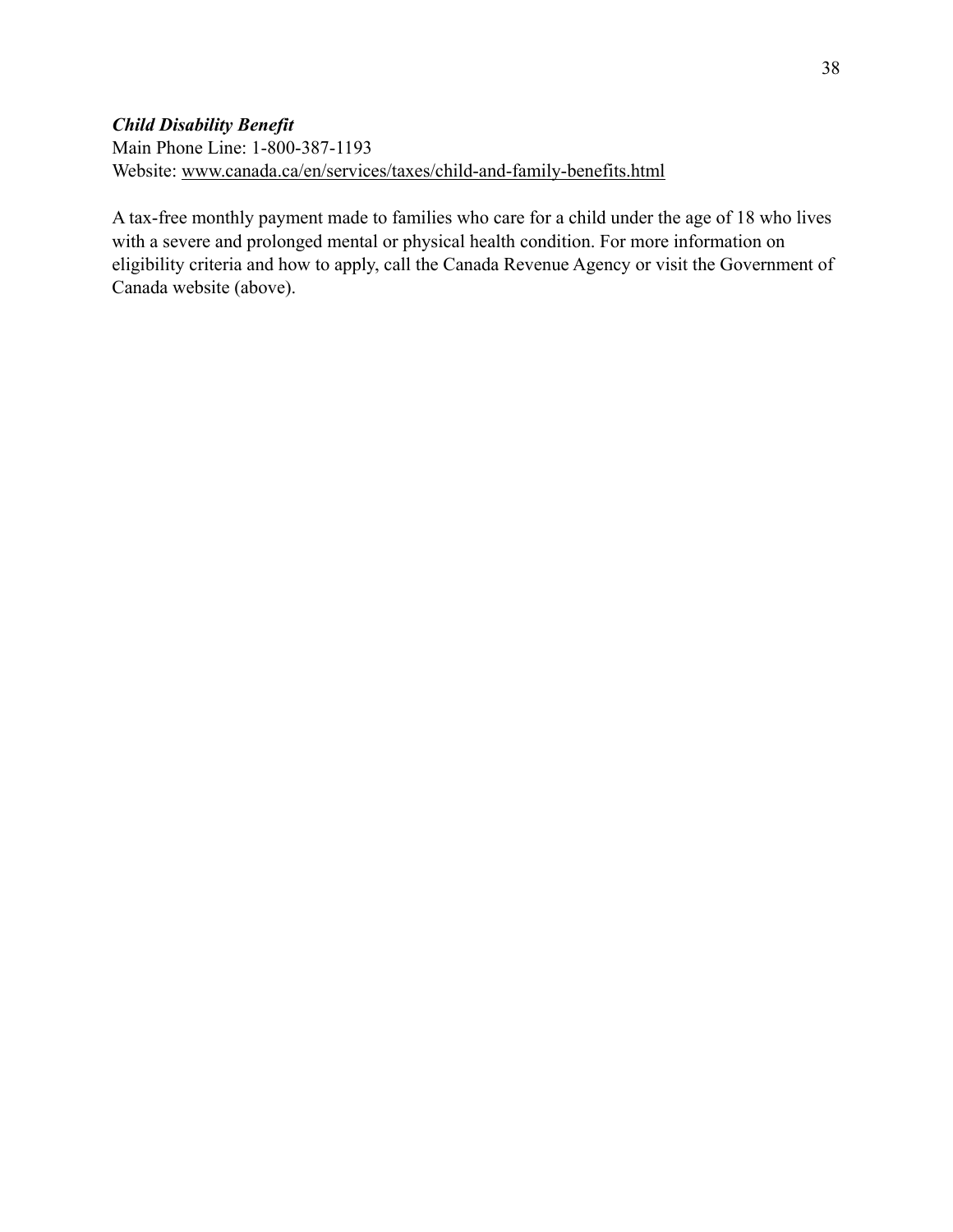***Child Disability Benefit***

Main Phone Line: 1-800-387-1193

Website: www.canada.ca/en/services/taxes/child-and-family-benefits.html

A tax-free monthly payment made to families who care for a child under the age of 18 who lives with a severe and prolonged mental or physical health condition. For more information on eligibility criteria and how to apply, call the Canada Revenue Agency or visit the Government of Canada website (above).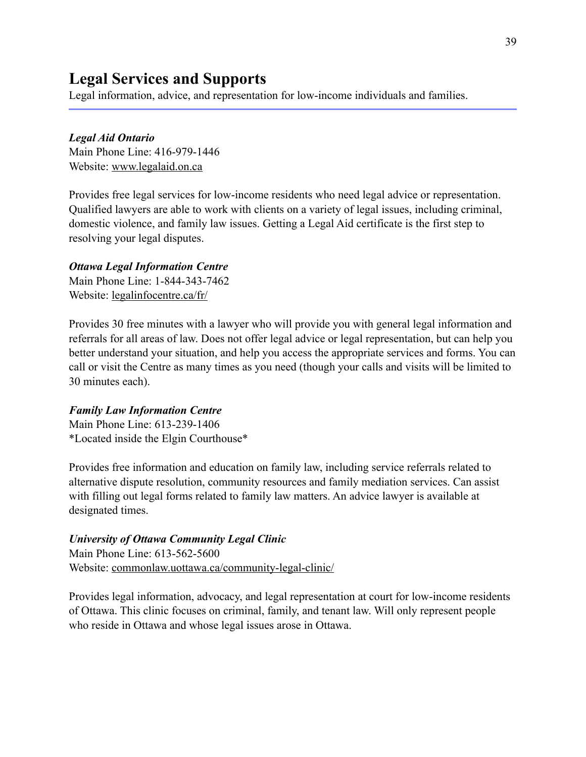# Legal Services and Supports

Legal information, advice, and representation for low-income individuals and families.

***Legal Aid Ontario***
Main Phone Line: 416-979-1446
Website: www.legalaid.on.ca

Provides free legal services for low-income residents who need legal advice or representation. Qualified lawyers are able to work with clients on a variety of legal issues, including criminal, domestic violence, and family law issues. Getting a Legal Aid certificate is the first step to resolving your legal disputes.

***Ottawa Legal Information Centre***
Main Phone Line: 1-844-343-7462
Website: legalinfocentre.ca/fr/

Provides 30 free minutes with a lawyer who will provide you with general legal information and referrals for all areas of law. Does not offer legal advice or legal representation, but can help you better understand your situation, and help you access the appropriate services and forms. You can call or visit the Centre as many times as you need (though your calls and visits will be limited to 30 minutes each).

***Family Law Information Centre***
Main Phone Line: 613-239-1406
*Located inside the Elgin Courthouse*

Provides free information and education on family law, including service referrals related to alternative dispute resolution, community resources and family mediation services. Can assist with filling out legal forms related to family law matters. An advice lawyer is available at designated times.

***University of Ottawa Community Legal Clinic***
Main Phone Line: 613-562-5600
Website: commonlaw.uottawa.ca/community-legal-clinic/

Provides legal information, advocacy, and legal representation at court for low-income residents of Ottawa. This clinic focuses on criminal, family, and tenant law. Will only represent people who reside in Ottawa and whose legal issues arose in Ottawa.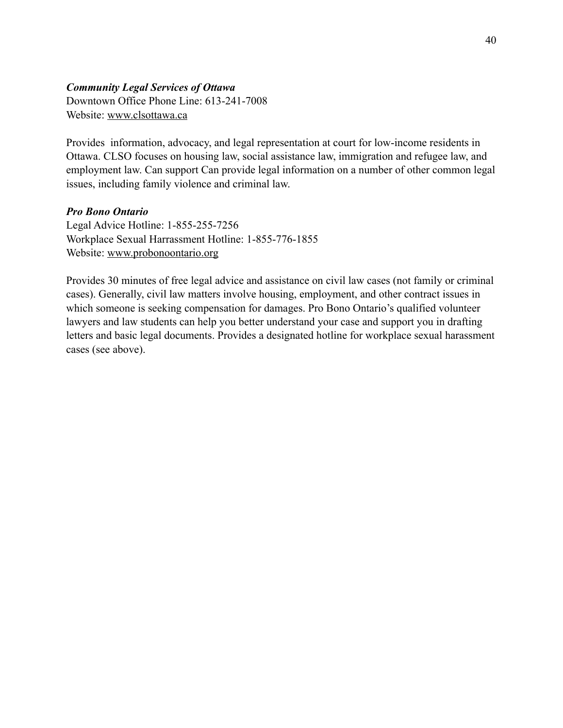***Community Legal Services of Ottawa***
Downtown Office Phone Line: 613-241-7008
Website: www.clsottawa.ca

Provides  information, advocacy, and legal representation at court for low-income residents in Ottawa. CLSO focuses on housing law, social assistance law, immigration and refugee law, and employment law. Can support Can provide legal information on a number of other common legal issues, including family violence and criminal law.

***Pro Bono Ontario***
Legal Advice Hotline: 1-855-255-7256
Workplace Sexual Harrassment Hotline: 1-855-776-1855
Website: www.probonoontario.org

Provides 30 minutes of free legal advice and assistance on civil law cases (not family or criminal cases). Generally, civil law matters involve housing, employment, and other contract issues in which someone is seeking compensation for damages. Pro Bono Ontario's qualified volunteer lawyers and law students can help you better understand your case and support you in drafting letters and basic legal documents. Provides a designated hotline for workplace sexual harassment cases (see above).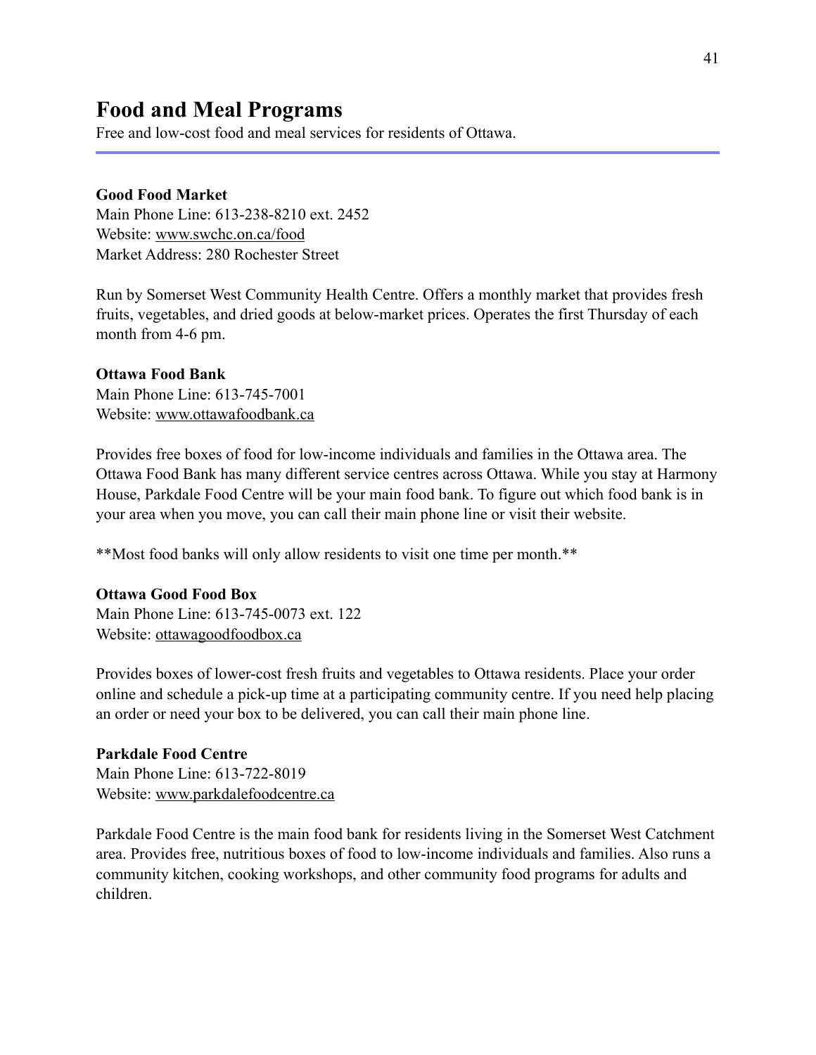# Food and Meal Programs

Free and low-cost food and meal services for residents of Ottawa.

---

**Good Food Market**
Main Phone Line: 613-238-8210 ext. 2452
Website: www.swchc.on.ca/food
Market Address: 280 Rochester Street

Run by Somerset West Community Health Centre. Offers a monthly market that provides fresh fruits, vegetables, and dried goods at below-market prices. Operates the first Thursday of each month from 4-6 pm.

**Ottawa Food Bank**
Main Phone Line: 613-745-7001
Website: www.ottawafoodbank.ca

Provides free boxes of food for low-income individuals and families in the Ottawa area. The Ottawa Food Bank has many different service centres across Ottawa. While you stay at Harmony House, Parkdale Food Centre will be your main food bank. To figure out which food bank is in your area when you move, you can call their main phone line or visit their website.

**Most food banks will only allow residents to visit one time per month.**

**Ottawa Good Food Box**
Main Phone Line: 613-745-0073 ext. 122
Website: ottawagoodfoodbox.ca

Provides boxes of lower-cost fresh fruits and vegetables to Ottawa residents. Place your order online and schedule a pick-up time at a participating community centre. If you need help placing an order or need your box to be delivered, you can call their main phone line.

**Parkdale Food Centre**
Main Phone Line: 613-722-8019
Website: www.parkdalefoodcentre.ca

Parkdale Food Centre is the main food bank for residents living in the Somerset West Catchment area. Provides free, nutritious boxes of food to low-income individuals and families. Also runs a community kitchen, cooking workshops, and other community food programs for adults and children.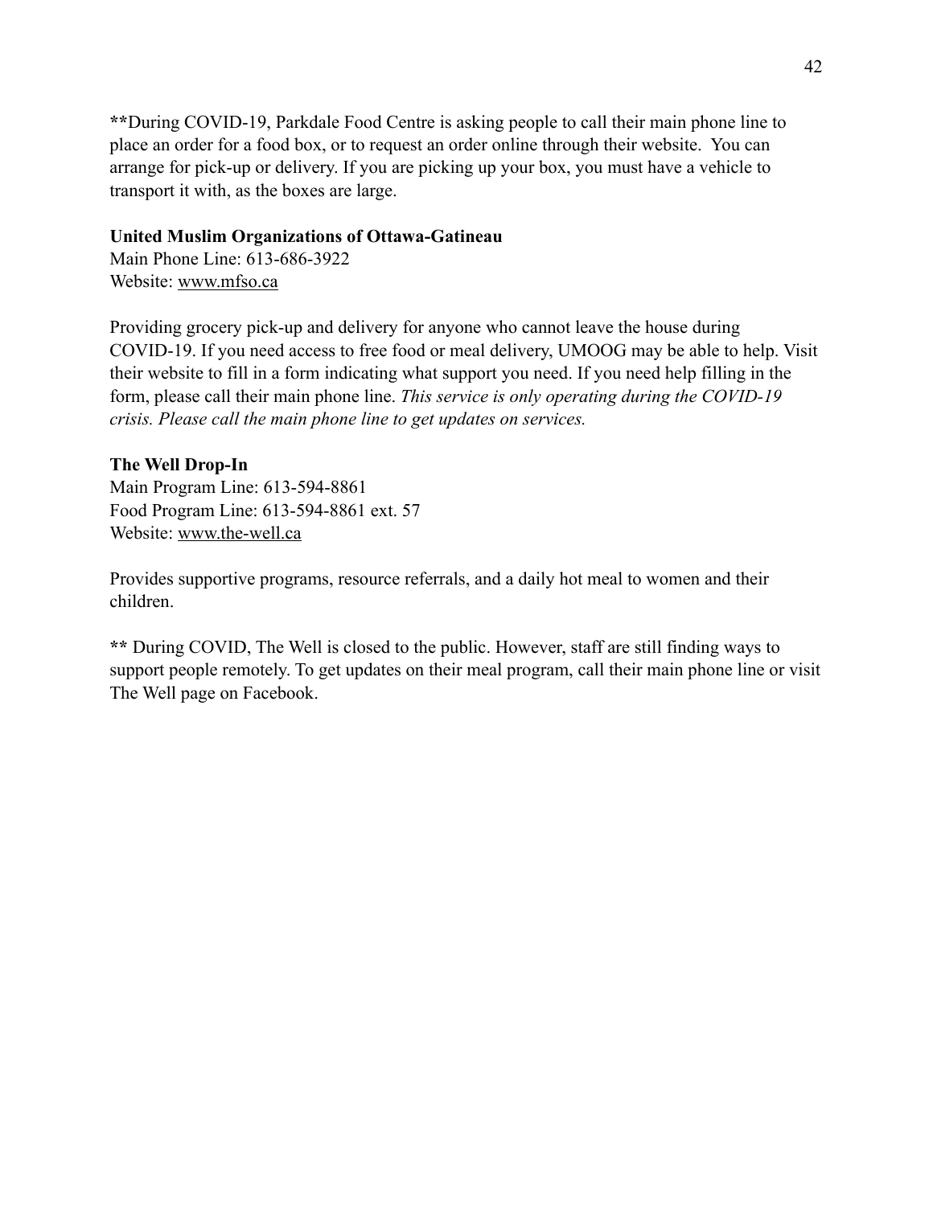**During COVID-19, Parkdale Food Centre is asking people to call their main phone line to place an order for a food box, or to request an order online through their website.  You can arrange for pick-up or delivery. If you are picking up your box, you must have a vehicle to transport it with, as the boxes are large.

**United Muslim Organizations of Ottawa-Gatineau**
Main Phone Line: 613-686-3922
Website: www.mfso.ca

Providing grocery pick-up and delivery for anyone who cannot leave the house during COVID-19. If you need access to free food or meal delivery, UMOOG may be able to help. Visit their website to fill in a form indicating what support you need. If you need help filling in the form, please call their main phone line. *This service is only operating during the COVID-19 crisis. Please call the main phone line to get updates on services.*

**The Well Drop-In**
Main Program Line: 613-594-8861
Food Program Line: 613-594-8861 ext. 57
Website: www.the-well.ca

Provides supportive programs, resource referrals, and a daily hot meal to women and their children.

** During COVID, The Well is closed to the public. However, staff are still finding ways to support people remotely. To get updates on their meal program, call their main phone line or visit The Well page on Facebook.